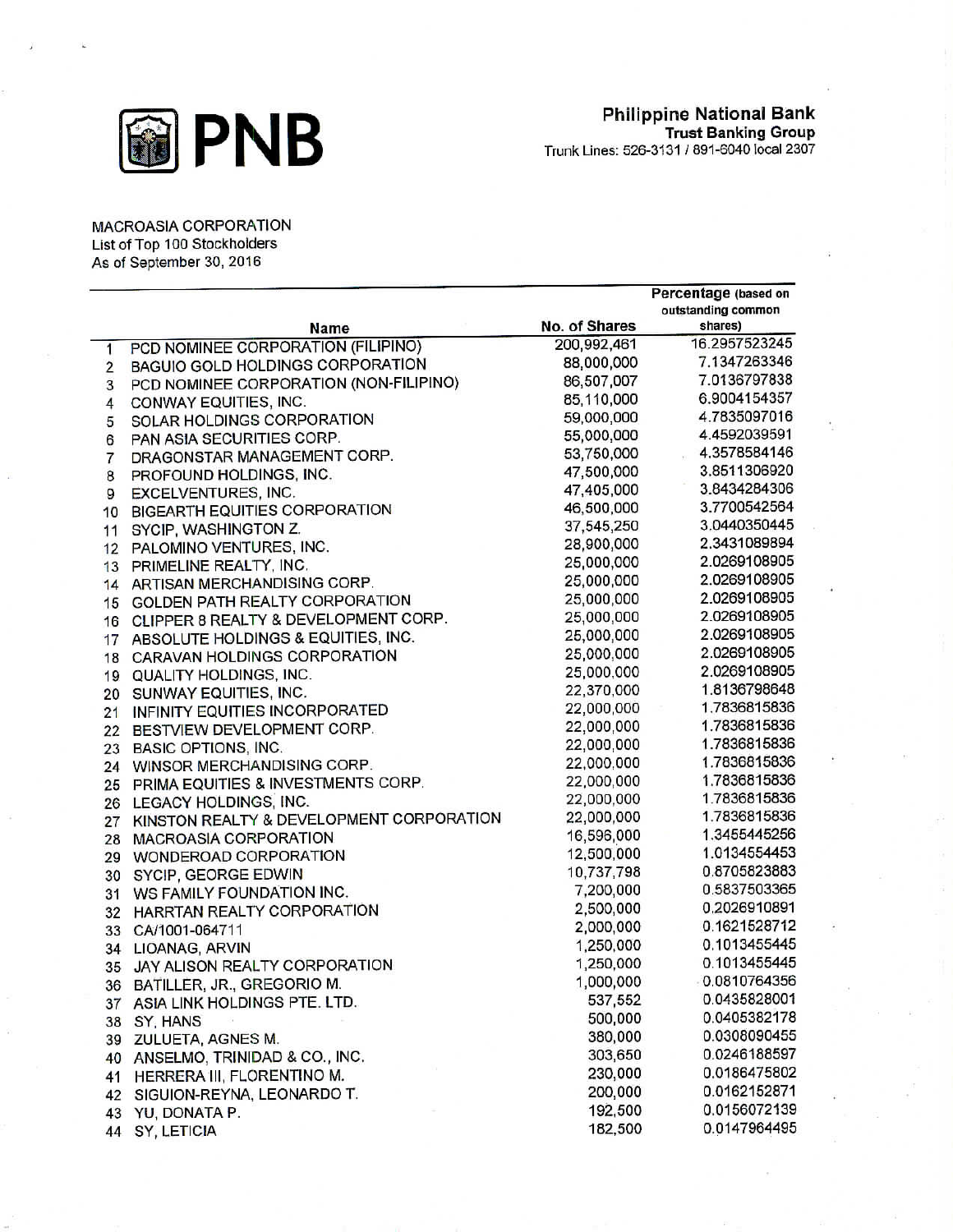**PNB**

**Philippine National Bank**
**Trust Banking Group**
Trunk Lines: 526-3131 / 891-6040 local 2307

MACROASIA CORPORATION
List of Top 100 Stockholders
As of September 30, 2016

| | Name | No. of Shares | Percentage (based on outstanding common shares) |
|---|---|---|---|
| 1 | PCD NOMINEE CORPORATION (FILIPINO) | 200,992,461 | 16.2957523245 |
| 2 | BAGUIO GOLD HOLDINGS CORPORATION | 88,000,000 | 7.1347263346 |
| 3 | PCD NOMINEE CORPORATION (NON-FILIPINO) | 86,507,007 | 7.0136797838 |
| 4 | CONWAY EQUITIES, INC. | 85,110,000 | 6.9004154357 |
| 5 | SOLAR HOLDINGS CORPORATION | 59,000,000 | 4.7835097016 |
| 6 | PAN ASIA SECURITIES CORP. | 55,000,000 | 4.4592039591 |
| 7 | DRAGONSTAR MANAGEMENT CORP. | 53,750,000 | 4.3578584146 |
| 8 | PROFOUND HOLDINGS, INC. | 47,500,000 | 3.8511306920 |
| 9 | EXCELVENTURES, INC. | 47,405,000 | 3.8434284306 |
| 10 | BIGEARTH EQUITIES CORPORATION | 46,500,000 | 3.7700542564 |
| 11 | SYCIP, WASHINGTON Z. | 37,545,250 | 3.0440350445 |
| 12 | PALOMINO VENTURES, INC. | 28,900,000 | 2.3431089894 |
| 13 | PRIMELINE REALTY, INC. | 25,000,000 | 2.0269108905 |
| 14 | ARTISAN MERCHANDISING CORP. | 25,000,000 | 2.0269108905 |
| 15 | GOLDEN PATH REALTY CORPORATION | 25,000,000 | 2.0269108905 |
| 16 | CLIPPER 8 REALTY & DEVELOPMENT CORP. | 25,000,000 | 2.0269108905 |
| 17 | ABSOLUTE HOLDINGS & EQUITIES, INC. | 25,000,000 | 2.0269108905 |
| 18 | CARAVAN HOLDINGS CORPORATION | 25,000,000 | 2.0269108905 |
| 19 | QUALITY HOLDINGS, INC. | 25,000,000 | 2.0269108905 |
| 20 | SUNWAY EQUITIES, INC. | 22,370,000 | 1.8136798648 |
| 21 | INFINITY EQUITIES INCORPORATED | 22,000,000 | 1.7836815836 |
| 22 | BESTVIEW DEVELOPMENT CORP. | 22,000,000 | 1.7836815836 |
| 23 | BASIC OPTIONS, INC. | 22,000,000 | 1.7836815836 |
| 24 | WINSOR MERCHANDISING CORP. | 22,000,000 | 1.7836815836 |
| 25 | PRIMA EQUITIES & INVESTMENTS CORP. | 22,000,000 | 1.7836815836 |
| 26 | LEGACY HOLDINGS, INC. | 22,000,000 | 1.7836815836 |
| 27 | KINSTON REALTY & DEVELOPMENT CORPORATION | 22,000,000 | 1.7836815836 |
| 28 | MACROASIA CORPORATION | 16,596,000 | 1.3455445256 |
| 29 | WONDEROAD CORPORATION | 12,500,000 | 1.0134554453 |
| 30 | SYCIP, GEORGE EDWIN | 10,737,798 | 0.8705823883 |
| 31 | WS FAMILY FOUNDATION INC. | 7,200,000 | 0.5837503365 |
| 32 | HARRTAN REALTY CORPORATION | 2,500,000 | 0.2026910891 |
| 33 | CA/1001-064711 | 2,000,000 | 0.1621528712 |
| 34 | LIOANAG, ARVIN | 1,250,000 | 0.1013455445 |
| 35 | JAY ALISON REALTY CORPORATION | 1,250,000 | 0.1013455445 |
| 36 | BATILLER, JR., GREGORIO M. | 1,000,000 | 0.0810764356 |
| 37 | ASIA LINK HOLDINGS PTE. LTD. | 537,552 | 0.0435828001 |
| 38 | SY, HANS | 500,000 | 0.0405382178 |
| 39 | ZULUETA, AGNES M. | 380,000 | 0.0308090455 |
| 40 | ANSELMO, TRINIDAD & CO., INC. | 303,650 | 0.0246188597 |
| 41 | HERRERA III, FLORENTINO M. | 230,000 | 0.0186475802 |
| 42 | SIGUION-REYNA, LEONARDO T. | 200,000 | 0.0162152871 |
| 43 | YU, DONATA P. | 192,500 | 0.0156072139 |
| 44 | SY, LETICIA | 182,500 | 0.0147964495 |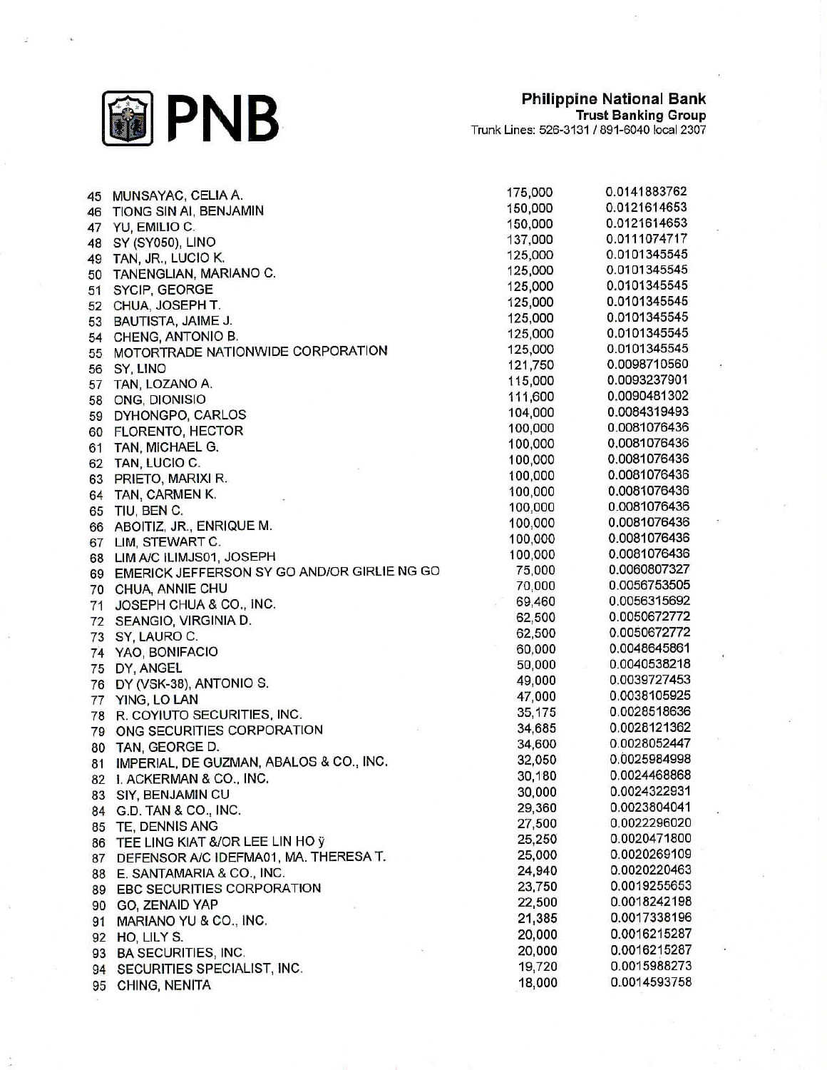**Philippine National Bank**
**Trust Banking Group**
Trunk Lines: 526-3131 / 891-6040 local 2307

| | | | |
|---|---|---|---|
| 45 | MUNSAYAC, CELIA A. | 175,000 | 0.0141883762 |
| 46 | TIONG SIN AI, BENJAMIN | 150,000 | 0.0121614653 |
| 47 | YU, EMILIO C. | 150,000 | 0.0121614653 |
| 48 | SY (SY050), LINO | 137,000 | 0.0111074717 |
| 49 | TAN, JR., LUCIO K. | 125,000 | 0.0101345545 |
| 50 | TANENGLIAN, MARIANO C. | 125,000 | 0.0101345545 |
| 51 | SYCIP, GEORGE | 125,000 | 0.0101345545 |
| 52 | CHUA, JOSEPH T. | 125,000 | 0.0101345545 |
| 53 | BAUTISTA, JAIME J. | 125,000 | 0.0101345545 |
| 54 | CHENG, ANTONIO B. | 125,000 | 0.0101345545 |
| 55 | MOTORTRADE NATIONWIDE CORPORATION | 125,000 | 0.0101345545 |
| 56 | SY, LINO | 121,750 | 0.0098710560 |
| 57 | TAN, LOZANO A. | 115,000 | 0.0093237901 |
| 58 | ONG, DIONISIO | 111,600 | 0.0090481302 |
| 59 | DYHONGPO, CARLOS | 104,000 | 0.0084319493 |
| 60 | FLORENTO, HECTOR | 100,000 | 0.0081076436 |
| 61 | TAN, MICHAEL G. | 100,000 | 0.0081076436 |
| 62 | TAN, LUCIO C. | 100,000 | 0.0081076436 |
| 63 | PRIETO, MARIXI R. | 100,000 | 0.0081076436 |
| 64 | TAN, CARMEN K. | 100,000 | 0.0081076436 |
| 65 | TIU, BEN C. | 100,000 | 0.0081076436 |
| 66 | ABOITIZ, JR., ENRIQUE M. | 100,000 | 0.0081076436 |
| 67 | LIM, STEWART C. | 100,000 | 0.0081076436 |
| 68 | LIM A/C ILIMJS01, JOSEPH | 100,000 | 0.0081076436 |
| 69 | EMERICK JEFFERSON SY GO AND/OR GIRLIE NG GO | 75,000 | 0.0060807327 |
| 70 | CHUA, ANNIE CHU | 70,000 | 0.0056753505 |
| 71 | JOSEPH CHUA & CO., INC. | 69,460 | 0.0056315692 |
| 72 | SEANGIO, VIRGINIA D. | 62,500 | 0.0050672772 |
| 73 | SY, LAURO C. | 62,500 | 0.0050672772 |
| 74 | YAO, BONIFACIO | 60,000 | 0.0048645861 |
| 75 | DY, ANGEL | 50,000 | 0.0040538218 |
| 76 | DY (VSK-38), ANTONIO S. | 49,000 | 0.0039727453 |
| 77 | YING, LO LAN | 47,000 | 0.0038105925 |
| 78 | R. COYIUTO SECURITIES, INC. | 35,175 | 0.0028518636 |
| 79 | ONG SECURITIES CORPORATION | 34,685 | 0.0028121362 |
| 80 | TAN, GEORGE D. | 34,600 | 0.0028052447 |
| 81 | IMPERIAL, DE GUZMAN, ABALOS & CO., INC. | 32,050 | 0.0025984998 |
| 82 | I. ACKERMAN & CO., INC. | 30,180 | 0.0024468868 |
| 83 | SIY, BENJAMIN CU | 30,000 | 0.0024322931 |
| 84 | G.D. TAN & CO., INC. | 29,360 | 0.0023804041 |
| 85 | TE, DENNIS ANG | 27,500 | 0.0022296020 |
| 86 | TEE LING KIAT &/OR LEE LIN HO ÿ | 25,250 | 0.0020471800 |
| 87 | DEFENSOR A/C IDEFMA01, MA. THERESA T. | 25,000 | 0.0020269109 |
| 88 | E. SANTAMARIA & CO., INC. | 24,940 | 0.0020220463 |
| 89 | EBC SECURITIES CORPORATION | 23,750 | 0.0019255653 |
| 90 | GO, ZENAID YAP | 22,500 | 0.0018242198 |
| 91 | MARIANO YU & CO., INC. | 21,385 | 0.0017338196 |
| 92 | HO, LILY S. | 20,000 | 0.0016215287 |
| 93 | BA SECURITIES, INC. | 20,000 | 0.0016215287 |
| 94 | SECURITIES SPECIALIST, INC. | 19,720 | 0.0015988273 |
| 95 | CHING, NENITA | 18,000 | 0.0014593758 |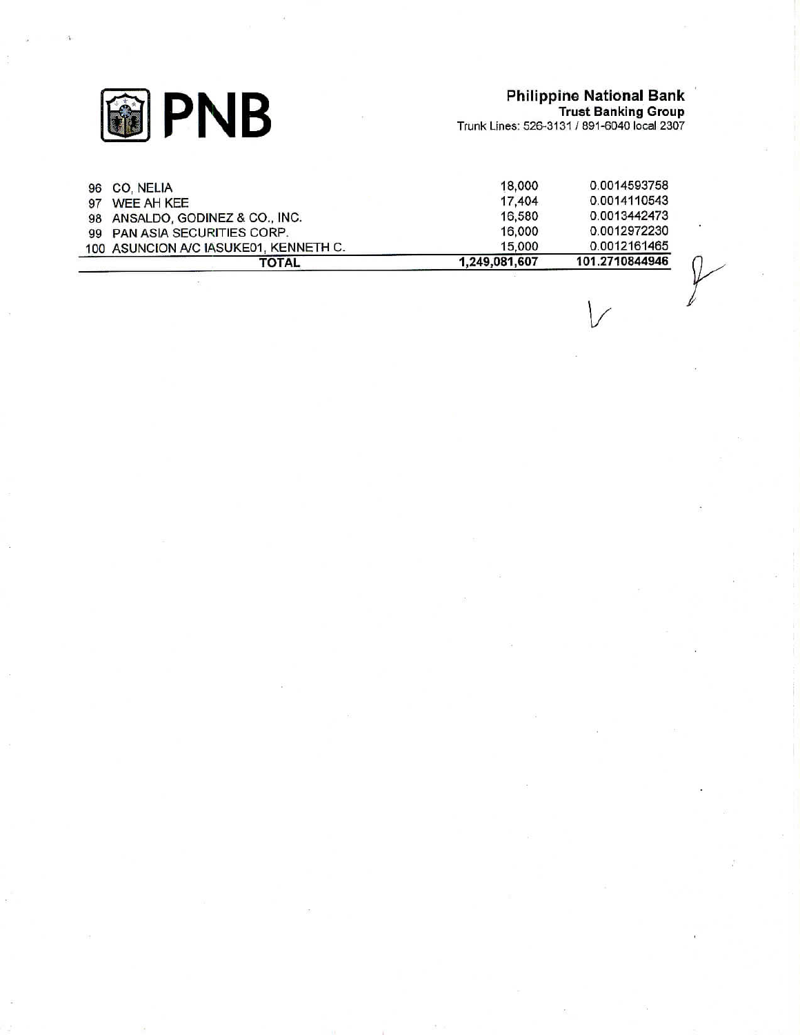**Philippine National Bank**
**Trust Banking Group**
Trunk Lines: 526-3131 / 891-6040 local 2307

| | | | |
|---|---|---|---|
| 96 | CO, NELIA | 18,000 | 0.0014593758 |
| 97 | WEE AH KEE | 17,404 | 0.0014110543 |
| 98 | ANSALDO, GODINEZ & CO., INC. | 16,580 | 0.0013442473 |
| 99 | PAN ASIA SECURITIES CORP. | 16,000 | 0.0012972230 |
| 100 | ASUNCION A/C IASUKE01, KENNETH C. | 15,000 | 0.0012161465 |
| | **TOTAL** | **1,249,081,607** | **101.2710844946** |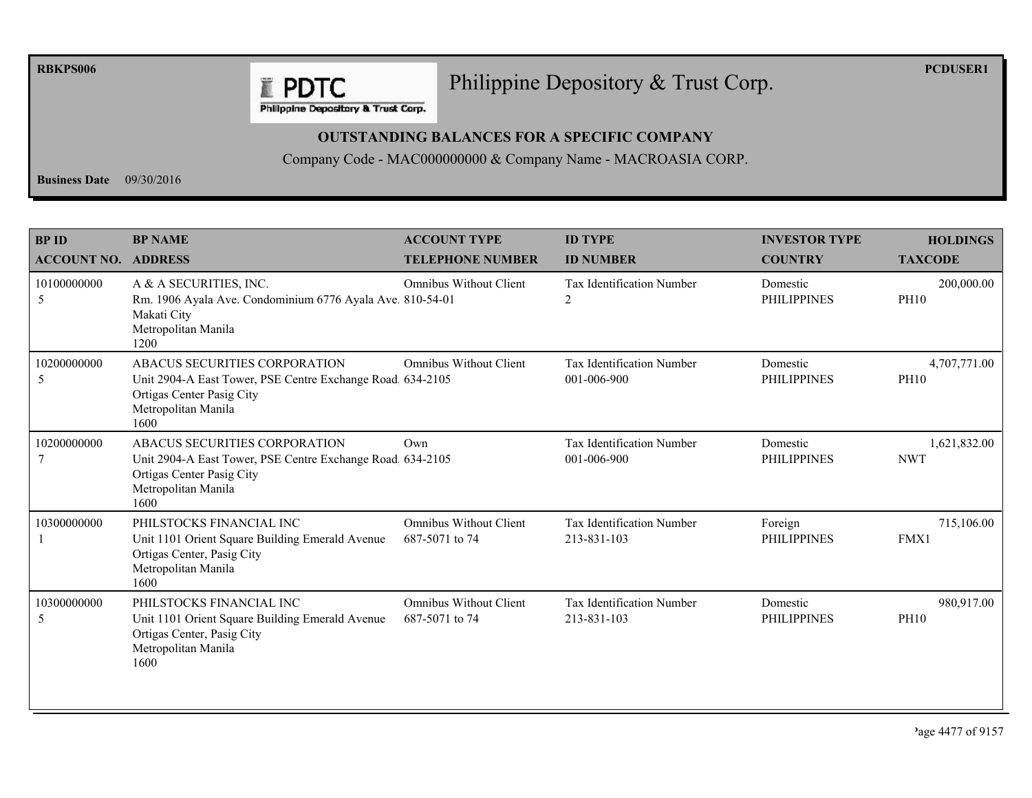RBKPS006

PCDUSER1

# Philippine Depository & Trust Corp.

**OUTSTANDING BALANCES FOR A SPECIFIC COMPANY**

Company Code - MAC000000000 & Company Name - MACROASIA CORP.

**Business Date** 09/30/2016

| BP ID / ACCOUNT NO. | BP NAME / ADDRESS | ACCOUNT TYPE / TELEPHONE NUMBER | ID TYPE / ID NUMBER | INVESTOR TYPE / COUNTRY | HOLDINGS / TAXCODE |
|---|---|---|---|---|---|
| 10100000000 5 | A & A SECURITIES, INC. Rm. 1906 Ayala Ave. Condominium 6776 Ayala Ave. Makati City Metropolitan Manila 1200 | Omnibus Without Client 810-54-01 | Tax Identification Number 2 | Domestic PHILIPPINES | 200,000.00 PH10 |
| 10200000000 5 | ABACUS SECURITIES CORPORATION Unit 2904-A East Tower, PSE Centre Exchange Road. Ortigas Center Pasig City Metropolitan Manila 1600 | Omnibus Without Client 634-2105 | Tax Identification Number 001-006-900 | Domestic PHILIPPINES | 4,707,771.00 PH10 |
| 10200000000 7 | ABACUS SECURITIES CORPORATION Unit 2904-A East Tower, PSE Centre Exchange Road. Ortigas Center Pasig City Metropolitan Manila 1600 | Own 634-2105 | Tax Identification Number 001-006-900 | Domestic PHILIPPINES | 1,621,832.00 NWT |
| 10300000000 1 | PHILSTOCKS FINANCIAL INC Unit 1101 Orient Square Building Emerald Avenue Ortigas Center, Pasig City Metropolitan Manila 1600 | Omnibus Without Client 687-5071 to 74 | Tax Identification Number 213-831-103 | Foreign PHILIPPINES | 715,106.00 FMX1 |
| 10300000000 5 | PHILSTOCKS FINANCIAL INC Unit 1101 Orient Square Building Emerald Avenue Ortigas Center, Pasig City Metropolitan Manila 1600 | Omnibus Without Client 687-5071 to 74 | Tax Identification Number 213-831-103 | Domestic PHILIPPINES | 980,917.00 PH10 |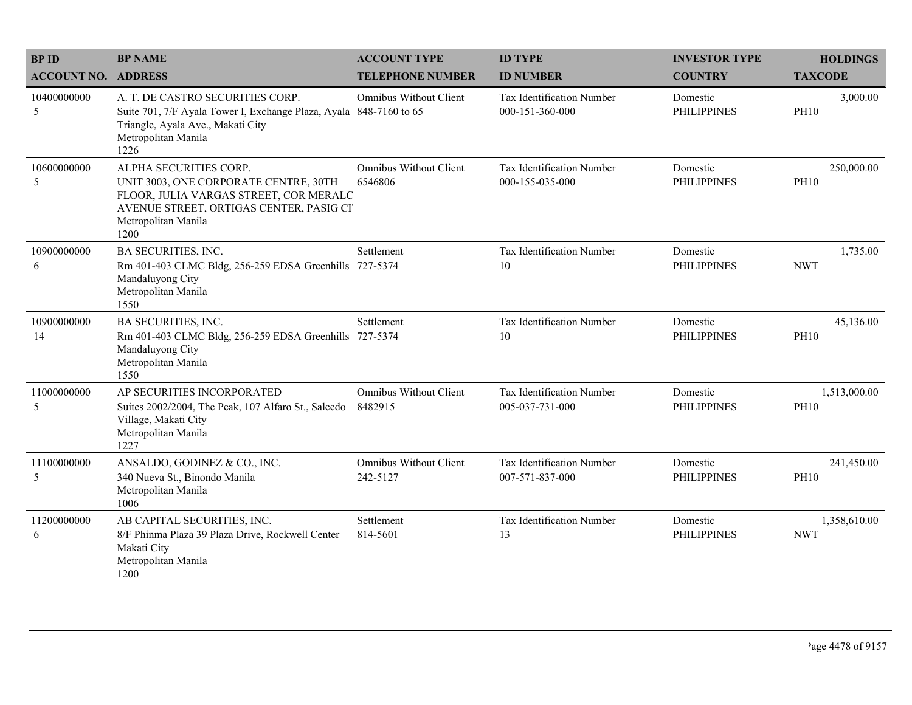| BP ID<br>ACCOUNT NO. | BP NAME<br>ADDRESS | ACCOUNT TYPE<br>TELEPHONE NUMBER | ID TYPE<br>ID NUMBER | INVESTOR TYPE<br>COUNTRY | HOLDINGS<br>TAXCODE |
|---|---|---|---|---|---|
| 10400000000<br>5 | A. T. DE CASTRO SECURITIES CORP.<br>Suite 701, 7/F Ayala Tower I, Exchange Plaza, Ayala Triangle, Ayala Ave., Makati City<br>Metropolitan Manila<br>1226 | Omnibus Without Client<br>848-7160 to 65 | Tax Identification Number<br>000-151-360-000 | Domestic<br>PHILIPPINES | 3,000.00<br>PH10 |
| 10600000000<br>5 | ALPHA SECURITIES CORP.<br>UNIT 3003, ONE CORPORATE CENTRE, 30TH FLOOR, JULIA VARGAS STREET, COR MERALC AVENUE STREET, ORTIGAS CENTER, PASIG CI<br>Metropolitan Manila<br>1200 | Omnibus Without Client<br>6546806 | Tax Identification Number<br>000-155-035-000 | Domestic<br>PHILIPPINES | 250,000.00<br>PH10 |
| 10900000000<br>6 | BA SECURITIES, INC.<br>Rm 401-403 CLMC Bldg, 256-259 EDSA Greenhills Mandaluyong City<br>Metropolitan Manila<br>1550 | Settlement<br>727-5374 | Tax Identification Number<br>10 | Domestic<br>PHILIPPINES | 1,735.00<br>NWT |
| 10900000000<br>14 | BA SECURITIES, INC.<br>Rm 401-403 CLMC Bldg, 256-259 EDSA Greenhills Mandaluyong City<br>Metropolitan Manila<br>1550 | Settlement<br>727-5374 | Tax Identification Number<br>10 | Domestic<br>PHILIPPINES | 45,136.00<br>PH10 |
| 11000000000<br>5 | AP SECURITIES INCORPORATED<br>Suites 2002/2004, The Peak, 107 Alfaro St., Salcedo Village, Makati City<br>Metropolitan Manila<br>1227 | Omnibus Without Client<br>8482915 | Tax Identification Number<br>005-037-731-000 | Domestic<br>PHILIPPINES | 1,513,000.00<br>PH10 |
| 11100000000<br>5 | ANSALDO, GODINEZ & CO., INC.<br>340 Nueva St., Binondo Manila<br>Metropolitan Manila<br>1006 | Omnibus Without Client<br>242-5127 | Tax Identification Number<br>007-571-837-000 | Domestic<br>PHILIPPINES | 241,450.00<br>PH10 |
| 11200000000<br>6 | AB CAPITAL SECURITIES, INC.<br>8/F Phinma Plaza 39 Plaza Drive, Rockwell Center Makati City<br>Metropolitan Manila<br>1200 | Settlement<br>814-5601 | Tax Identification Number<br>13 | Domestic<br>PHILIPPINES | 1,358,610.00<br>NWT |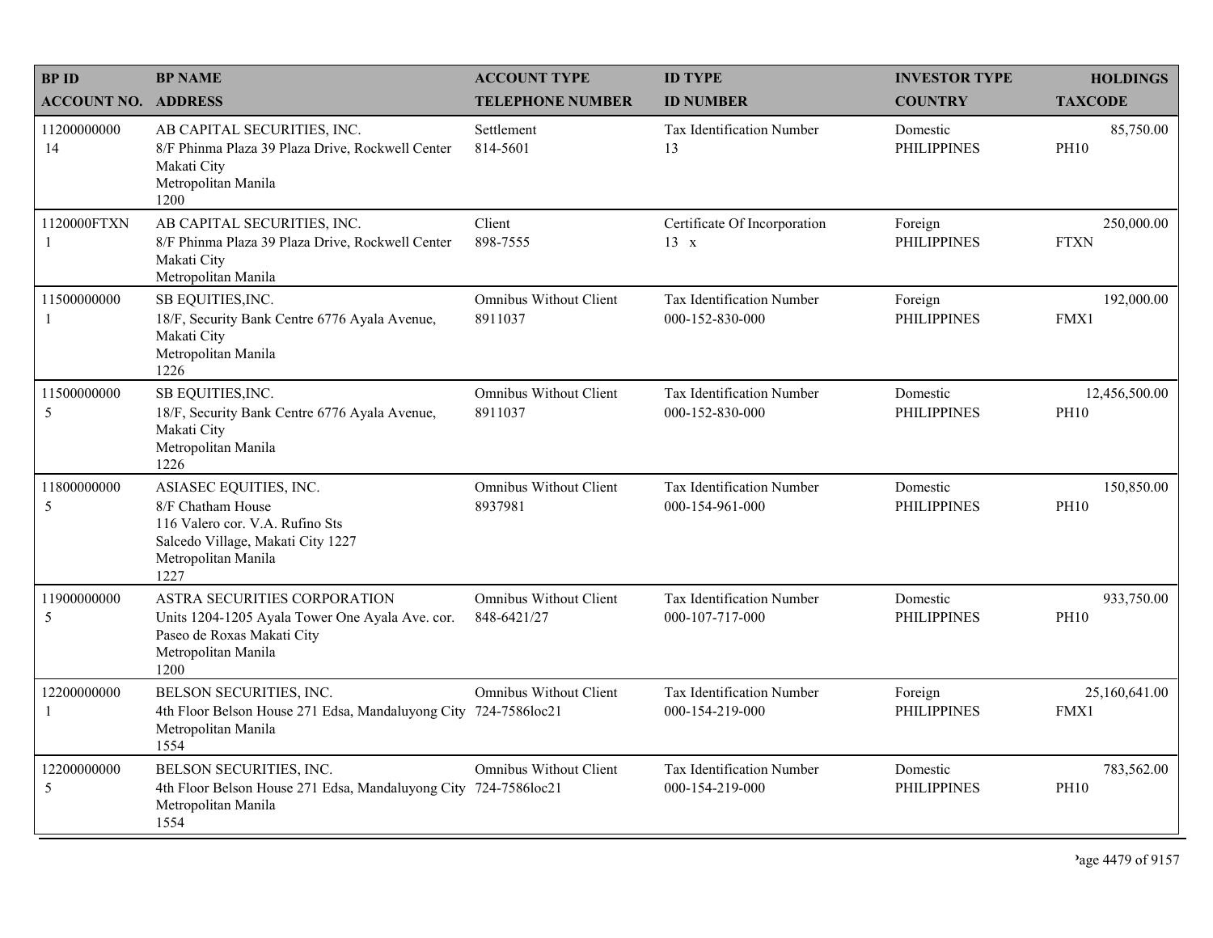| BP ID<br>ACCOUNT NO. | BP NAME<br>ADDRESS | ACCOUNT TYPE<br>TELEPHONE NUMBER | ID TYPE<br>ID NUMBER | INVESTOR TYPE<br>COUNTRY | HOLDINGS<br>TAXCODE |
|---|---|---|---|---|---|
| 11200000000<br>14 | AB CAPITAL SECURITIES, INC.<br>8/F Phinma Plaza 39 Plaza Drive, Rockwell Center<br>Makati City<br>Metropolitan Manila<br>1200 | Settlement<br>814-5601 | Tax Identification Number<br>13 | Domestic<br>PHILIPPINES | 85,750.00<br>PH10 |
| 1120000FTXN<br>1 | AB CAPITAL SECURITIES, INC.<br>8/F Phinma Plaza 39 Plaza Drive, Rockwell Center<br>Makati City<br>Metropolitan Manila | Client<br>898-7555 | Certificate Of Incorporation<br>13 x | Foreign<br>PHILIPPINES | 250,000.00<br>FTXN |
| 11500000000<br>1 | SB EQUITIES,INC.<br>18/F, Security Bank Centre 6776 Ayala Avenue,<br>Makati City<br>Metropolitan Manila<br>1226 | Omnibus Without Client<br>8911037 | Tax Identification Number<br>000-152-830-000 | Foreign<br>PHILIPPINES | 192,000.00<br>FMX1 |
| 11500000000<br>5 | SB EQUITIES,INC.<br>18/F, Security Bank Centre 6776 Ayala Avenue,<br>Makati City<br>Metropolitan Manila<br>1226 | Omnibus Without Client<br>8911037 | Tax Identification Number<br>000-152-830-000 | Domestic<br>PHILIPPINES | 12,456,500.00<br>PH10 |
| 11800000000<br>5 | ASIASEC EQUITIES, INC.<br>8/F Chatham House<br>116 Valero cor. V.A. Rufino Sts<br>Salcedo Village, Makati City 1227<br>Metropolitan Manila<br>1227 | Omnibus Without Client<br>8937981 | Tax Identification Number<br>000-154-961-000 | Domestic<br>PHILIPPINES | 150,850.00<br>PH10 |
| 11900000000<br>5 | ASTRA SECURITIES CORPORATION<br>Units 1204-1205 Ayala Tower One Ayala Ave. cor.<br>Paseo de Roxas Makati City<br>Metropolitan Manila<br>1200 | Omnibus Without Client<br>848-6421/27 | Tax Identification Number<br>000-107-717-000 | Domestic<br>PHILIPPINES | 933,750.00<br>PH10 |
| 12200000000<br>1 | BELSON SECURITIES, INC.<br>4th Floor Belson House 271 Edsa, Mandaluyong City<br>Metropolitan Manila<br>1554 | Omnibus Without Client<br>724-7586loc21 | Tax Identification Number<br>000-154-219-000 | Foreign<br>PHILIPPINES | 25,160,641.00<br>FMX1 |
| 12200000000<br>5 | BELSON SECURITIES, INC.<br>4th Floor Belson House 271 Edsa, Mandaluyong City<br>Metropolitan Manila<br>1554 | Omnibus Without Client<br>724-7586loc21 | Tax Identification Number<br>000-154-219-000 | Domestic<br>PHILIPPINES | 783,562.00<br>PH10 |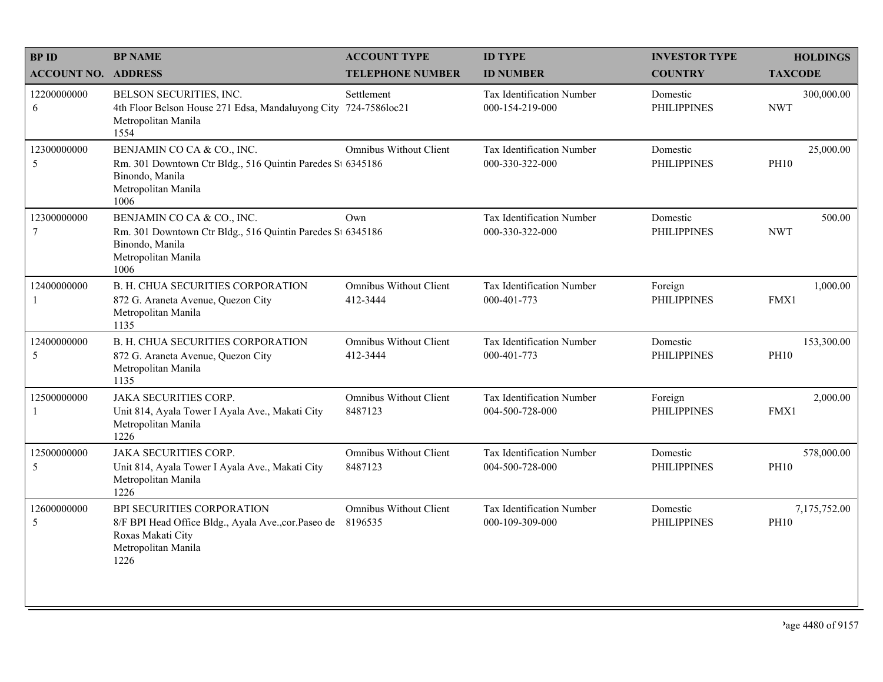| BP ID<br>ACCOUNT NO. | BP NAME<br>ADDRESS | ACCOUNT TYPE<br>TELEPHONE NUMBER | ID TYPE<br>ID NUMBER | INVESTOR TYPE<br>COUNTRY | HOLDINGS<br>TAXCODE |
|---|---|---|---|---|---|
| 12200000000<br>6 | BELSON SECURITIES, INC.<br>4th Floor Belson House 271 Edsa, Mandaluyong City<br>Metropolitan Manila<br>1554 | Settlement<br>724-7586loc21 | Tax Identification Number<br>000-154-219-000 | Domestic<br>PHILIPPINES | 300,000.00<br>NWT |
| 12300000000<br>5 | BENJAMIN CO CA & CO., INC.<br>Rm. 301 Downtown Ctr Bldg., 516 Quintin Paredes St<br>Binondo, Manila<br>Metropolitan Manila<br>1006 | Omnibus Without Client<br>6345186 | Tax Identification Number<br>000-330-322-000 | Domestic<br>PHILIPPINES | 25,000.00<br>PH10 |
| 12300000000<br>7 | BENJAMIN CO CA & CO., INC.<br>Rm. 301 Downtown Ctr Bldg., 516 Quintin Paredes St<br>Binondo, Manila<br>Metropolitan Manila<br>1006 | Own<br>6345186 | Tax Identification Number<br>000-330-322-000 | Domestic<br>PHILIPPINES | 500.00<br>NWT |
| 12400000000<br>1 | B. H. CHUA SECURITIES CORPORATION<br>872 G. Araneta Avenue, Quezon City<br>Metropolitan Manila<br>1135 | Omnibus Without Client<br>412-3444 | Tax Identification Number<br>000-401-773 | Foreign<br>PHILIPPINES | 1,000.00<br>FMX1 |
| 12400000000<br>5 | B. H. CHUA SECURITIES CORPORATION<br>872 G. Araneta Avenue, Quezon City<br>Metropolitan Manila<br>1135 | Omnibus Without Client<br>412-3444 | Tax Identification Number<br>000-401-773 | Domestic<br>PHILIPPINES | 153,300.00<br>PH10 |
| 12500000000<br>1 | JAKA SECURITIES CORP.<br>Unit 814, Ayala Tower I Ayala Ave., Makati City<br>Metropolitan Manila<br>1226 | Omnibus Without Client<br>8487123 | Tax Identification Number<br>004-500-728-000 | Foreign<br>PHILIPPINES | 2,000.00<br>FMX1 |
| 12500000000<br>5 | JAKA SECURITIES CORP.<br>Unit 814, Ayala Tower I Ayala Ave., Makati City<br>Metropolitan Manila<br>1226 | Omnibus Without Client<br>8487123 | Tax Identification Number<br>004-500-728-000 | Domestic<br>PHILIPPINES | 578,000.00<br>PH10 |
| 12600000000<br>5 | BPI SECURITIES CORPORATION<br>8/F BPI Head Office Bldg., Ayala Ave.,cor.Paseo de<br>Roxas Makati City<br>Metropolitan Manila<br>1226 | Omnibus Without Client<br>8196535 | Tax Identification Number<br>000-109-309-000 | Domestic<br>PHILIPPINES | 7,175,752.00<br>PH10 |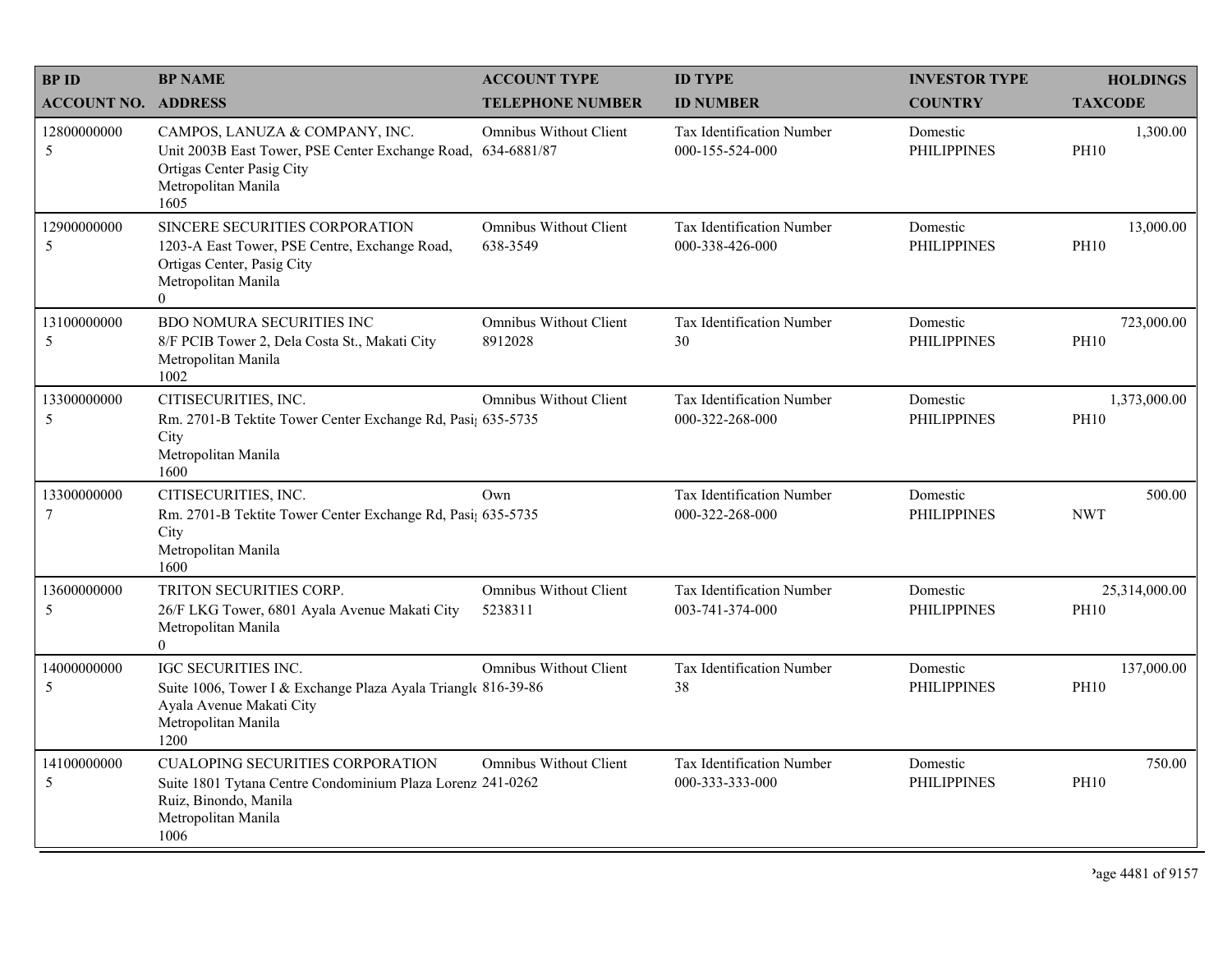| BP ID<br>ACCOUNT NO. | BP NAME<br>ADDRESS | ACCOUNT TYPE<br>TELEPHONE NUMBER | ID TYPE<br>ID NUMBER | INVESTOR TYPE<br>COUNTRY | HOLDINGS<br>TAXCODE |
|---|---|---|---|---|---|
| 12800000000<br>5 | CAMPOS, LANUZA & COMPANY, INC.<br>Unit 2003B East Tower, PSE Center Exchange Road, Ortigas Center Pasig City<br>Metropolitan Manila<br>1605 | Omnibus Without Client<br>634-6881/87 | Tax Identification Number<br>000-155-524-000 | Domestic<br>PHILIPPINES | 1,300.00<br>PH10 |
| 12900000000<br>5 | SINCERE SECURITIES CORPORATION<br>1203-A East Tower, PSE Centre, Exchange Road, Ortigas Center, Pasig City<br>Metropolitan Manila<br>0 | Omnibus Without Client<br>638-3549 | Tax Identification Number<br>000-338-426-000 | Domestic<br>PHILIPPINES | 13,000.00<br>PH10 |
| 13100000000<br>5 | BDO NOMURA SECURITIES INC<br>8/F PCIB Tower 2, Dela Costa St., Makati City<br>Metropolitan Manila<br>1002 | Omnibus Without Client<br>8912028 | Tax Identification Number<br>30 | Domestic<br>PHILIPPINES | 723,000.00<br>PH10 |
| 13300000000<br>5 | CITISECURITIES, INC.<br>Rm. 2701-B Tektite Tower Center Exchange Rd, Pasig City<br>Metropolitan Manila<br>1600 | Omnibus Without Client<br>635-5735 | Tax Identification Number<br>000-322-268-000 | Domestic<br>PHILIPPINES | 1,373,000.00<br>PH10 |
| 13300000000<br>7 | CITISECURITIES, INC.<br>Rm. 2701-B Tektite Tower Center Exchange Rd, Pasig City<br>Metropolitan Manila<br>1600 | Own<br>635-5735 | Tax Identification Number<br>000-322-268-000 | Domestic<br>PHILIPPINES | 500.00<br>NWT |
| 13600000000<br>5 | TRITON SECURITIES CORP.<br>26/F LKG Tower, 6801 Ayala Avenue Makati City<br>Metropolitan Manila<br>0 | Omnibus Without Client<br>5238311 | Tax Identification Number<br>003-741-374-000 | Domestic<br>PHILIPPINES | 25,314,000.00<br>PH10 |
| 14000000000<br>5 | IGC SECURITIES INC.<br>Suite 1006, Tower I & Exchange Plaza Ayala Triangle Ayala Avenue Makati City<br>Metropolitan Manila<br>1200 | Omnibus Without Client<br>816-39-86 | Tax Identification Number<br>38 | Domestic<br>PHILIPPINES | 137,000.00<br>PH10 |
| 14100000000<br>5 | CUALOPING SECURITIES CORPORATION<br>Suite 1801 Tytana Centre Condominium Plaza Lorenzo Ruiz, Binondo, Manila<br>Metropolitan Manila<br>1006 | Omnibus Without Client<br>241-0262 | Tax Identification Number<br>000-333-333-000 | Domestic<br>PHILIPPINES | 750.00<br>PH10 |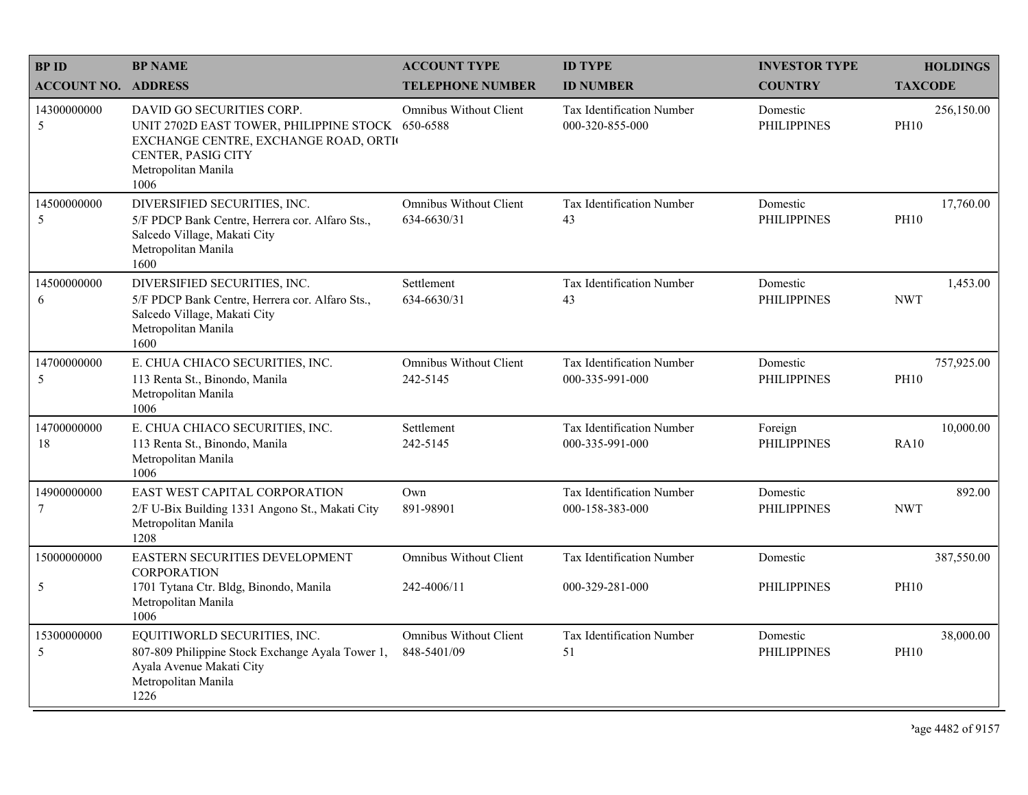| BP ID<br>ACCOUNT NO. | BP NAME<br>ADDRESS | ACCOUNT TYPE<br>TELEPHONE NUMBER | ID TYPE<br>ID NUMBER | INVESTOR TYPE<br>COUNTRY | HOLDINGS<br>TAXCODE |
|---|---|---|---|---|---|
| 14300000000<br>5 | DAVID GO SECURITIES CORP.<br>UNIT 2702D EAST TOWER, PHILIPPINE STOCK EXCHANGE CENTRE, EXCHANGE ROAD, ORTI( CENTER, PASIG CITY<br>Metropolitan Manila<br>1006 | Omnibus Without Client<br>650-6588 | Tax Identification Number<br>000-320-855-000 | Domestic<br>PHILIPPINES | 256,150.00<br>PH10 |
| 14500000000<br>5 | DIVERSIFIED SECURITIES, INC.<br>5/F PDCP Bank Centre, Herrera cor. Alfaro Sts., Salcedo Village, Makati City<br>Metropolitan Manila<br>1600 | Omnibus Without Client<br>634-6630/31 | Tax Identification Number<br>43 | Domestic<br>PHILIPPINES | 17,760.00<br>PH10 |
| 14500000000<br>6 | DIVERSIFIED SECURITIES, INC.<br>5/F PDCP Bank Centre, Herrera cor. Alfaro Sts., Salcedo Village, Makati City<br>Metropolitan Manila<br>1600 | Settlement<br>634-6630/31 | Tax Identification Number<br>43 | Domestic<br>PHILIPPINES | 1,453.00<br>NWT |
| 14700000000<br>5 | E. CHUA CHIACO SECURITIES, INC.<br>113 Renta St., Binondo, Manila<br>Metropolitan Manila<br>1006 | Omnibus Without Client<br>242-5145 | Tax Identification Number<br>000-335-991-000 | Domestic<br>PHILIPPINES | 757,925.00<br>PH10 |
| 14700000000<br>18 | E. CHUA CHIACO SECURITIES, INC.<br>113 Renta St., Binondo, Manila<br>Metropolitan Manila<br>1006 | Settlement<br>242-5145 | Tax Identification Number<br>000-335-991-000 | Foreign<br>PHILIPPINES | 10,000.00<br>RA10 |
| 14900000000<br>7 | EAST WEST CAPITAL CORPORATION<br>2/F U-Bix Building 1331 Angono St., Makati City<br>Metropolitan Manila<br>1208 | Own<br>891-98901 | Tax Identification Number<br>000-158-383-000 | Domestic<br>PHILIPPINES | 892.00<br>NWT |
| 15000000000<br>5 | EASTERN SECURITIES DEVELOPMENT CORPORATION<br>1701 Tytana Ctr. Bldg, Binondo, Manila<br>Metropolitan Manila<br>1006 | Omnibus Without Client<br>242-4006/11 | Tax Identification Number<br>000-329-281-000 | Domestic<br>PHILIPPINES | 387,550.00<br>PH10 |
| 15300000000<br>5 | EQUITIWORLD SECURITIES, INC.<br>807-809 Philippine Stock Exchange Ayala Tower 1, Ayala Avenue Makati City<br>Metropolitan Manila<br>1226 | Omnibus Without Client<br>848-5401/09 | Tax Identification Number<br>51 | Domestic<br>PHILIPPINES | 38,000.00<br>PH10 |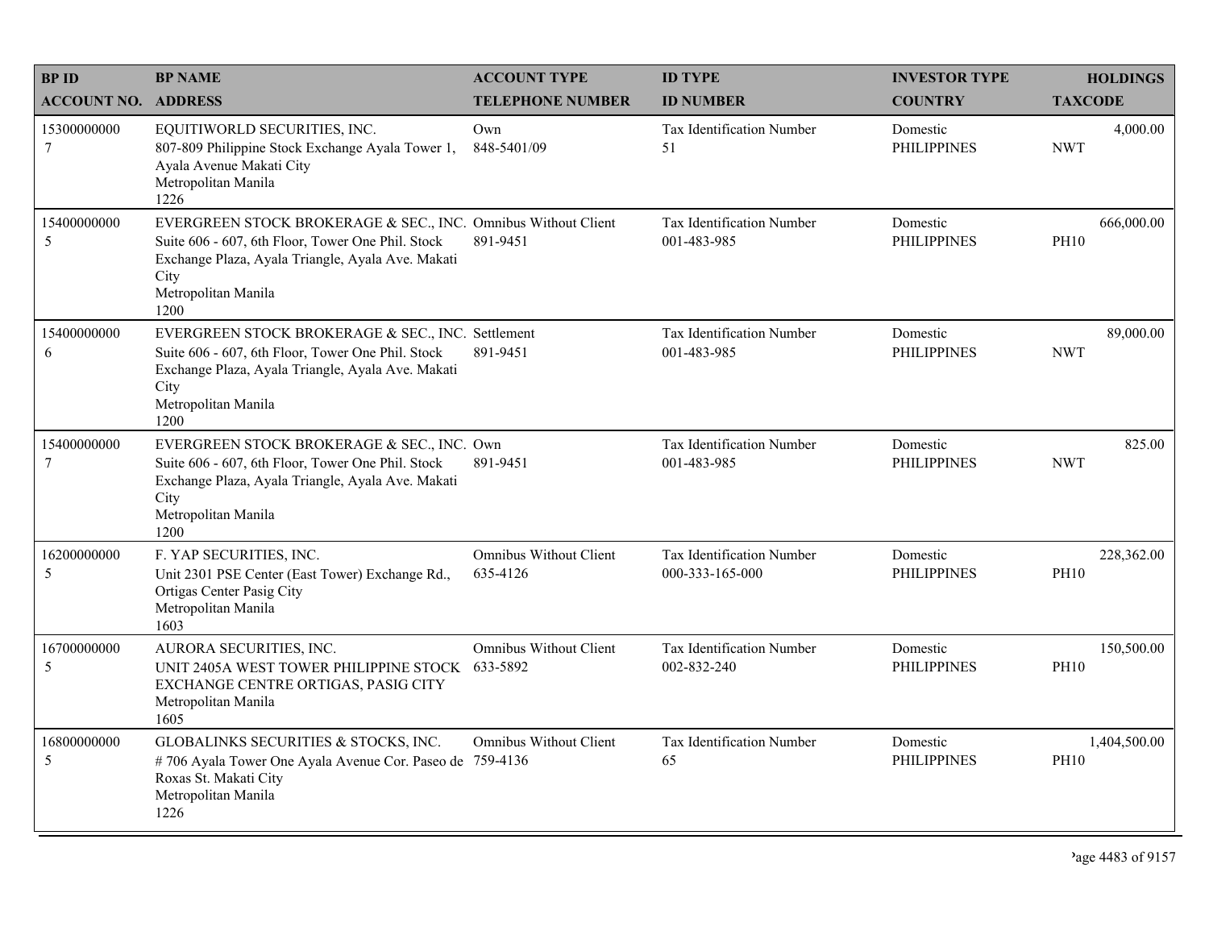| BP ID<br>ACCOUNT NO. | BP NAME<br>ADDRESS | ACCOUNT TYPE<br>TELEPHONE NUMBER | ID TYPE<br>ID NUMBER | INVESTOR TYPE<br>COUNTRY | HOLDINGS<br>TAXCODE |
|---|---|---|---|---|---|
| 15300000000<br>7 | EQUITIWORLD SECURITIES, INC.<br>807-809 Philippine Stock Exchange Ayala Tower 1, Ayala Avenue Makati City<br>Metropolitan Manila<br>1226 | Own<br>848-5401/09 | Tax Identification Number<br>51 | Domestic<br>PHILIPPINES | 4,000.00<br>NWT |
| 15400000000<br>5 | EVERGREEN STOCK BROKERAGE & SEC., INC.<br>Suite 606 - 607, 6th Floor, Tower One Phil. Stock Exchange Plaza, Ayala Triangle, Ayala Ave. Makati City<br>Metropolitan Manila<br>1200 | Omnibus Without Client<br>891-9451 | Tax Identification Number<br>001-483-985 | Domestic<br>PHILIPPINES | 666,000.00<br>PH10 |
| 15400000000<br>6 | EVERGREEN STOCK BROKERAGE & SEC., INC.<br>Suite 606 - 607, 6th Floor, Tower One Phil. Stock Exchange Plaza, Ayala Triangle, Ayala Ave. Makati City<br>Metropolitan Manila<br>1200 | Settlement<br>891-9451 | Tax Identification Number<br>001-483-985 | Domestic<br>PHILIPPINES | 89,000.00<br>NWT |
| 15400000000<br>7 | EVERGREEN STOCK BROKERAGE & SEC., INC.<br>Suite 606 - 607, 6th Floor, Tower One Phil. Stock Exchange Plaza, Ayala Triangle, Ayala Ave. Makati City<br>Metropolitan Manila<br>1200 | Own<br>891-9451 | Tax Identification Number<br>001-483-985 | Domestic<br>PHILIPPINES | 825.00<br>NWT |
| 16200000000<br>5 | F. YAP SECURITIES, INC.<br>Unit 2301 PSE Center (East Tower) Exchange Rd., Ortigas Center Pasig City<br>Metropolitan Manila<br>1603 | Omnibus Without Client<br>635-4126 | Tax Identification Number<br>000-333-165-000 | Domestic<br>PHILIPPINES | 228,362.00<br>PH10 |
| 16700000000<br>5 | AURORA SECURITIES, INC.<br>UNIT 2405A WEST TOWER PHILIPPINE STOCK EXCHANGE CENTRE ORTIGAS, PASIG CITY<br>Metropolitan Manila<br>1605 | Omnibus Without Client<br>633-5892 | Tax Identification Number<br>002-832-240 | Domestic<br>PHILIPPINES | 150,500.00<br>PH10 |
| 16800000000<br>5 | GLOBALINKS SECURITIES & STOCKS, INC.<br># 706 Ayala Tower One Ayala Avenue Cor. Paseo de Roxas St. Makati City<br>Metropolitan Manila<br>1226 | Omnibus Without Client<br>759-4136 | Tax Identification Number<br>65 | Domestic<br>PHILIPPINES | 1,404,500.00<br>PH10 |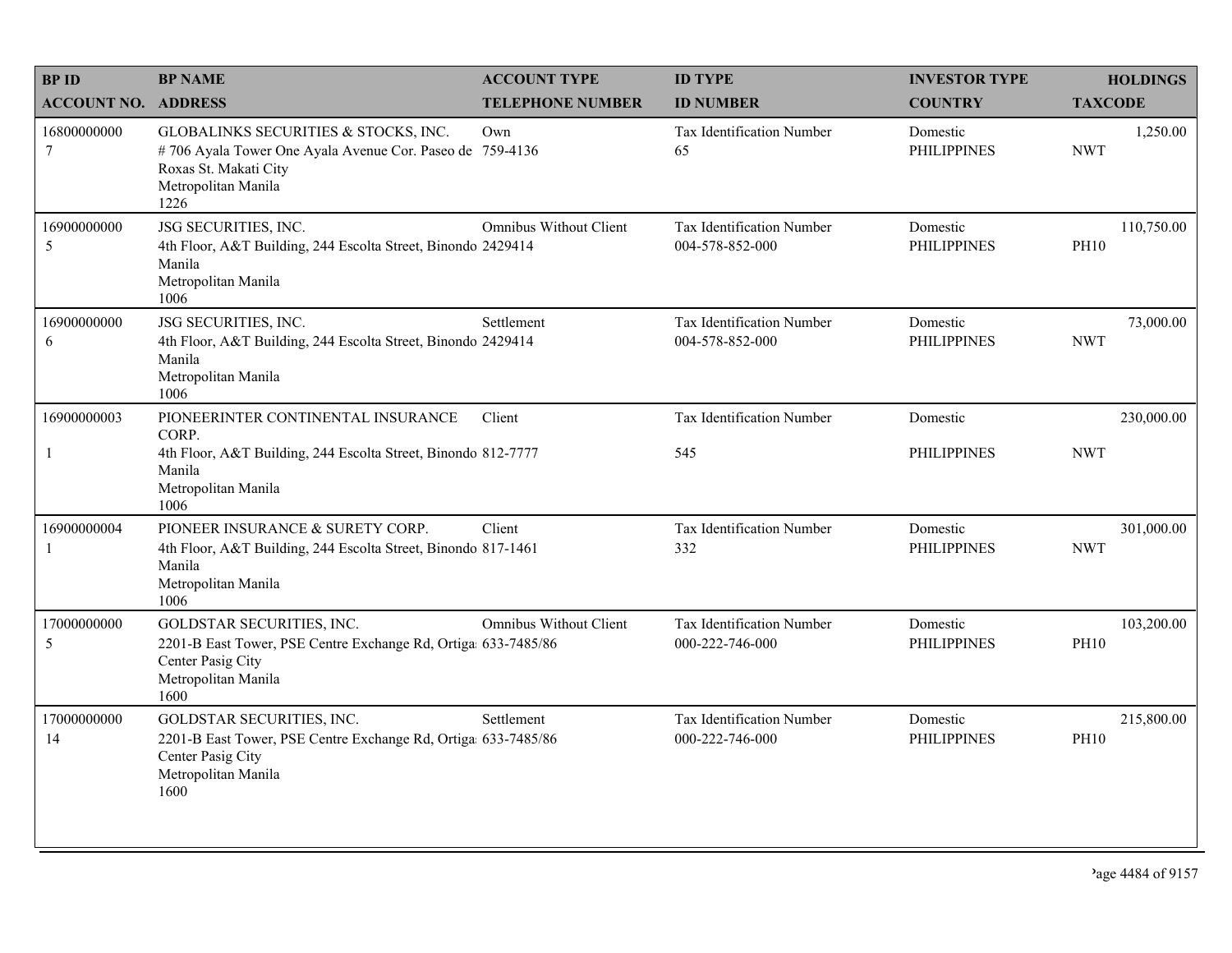| BP ID<br>ACCOUNT NO. | BP NAME<br>ADDRESS | ACCOUNT TYPE<br>TELEPHONE NUMBER | ID TYPE<br>ID NUMBER | INVESTOR TYPE<br>COUNTRY | HOLDINGS<br>TAXCODE |
|---|---|---|---|---|---|
| 16800000000<br>7 | GLOBALINKS SECURITIES & STOCKS, INC.<br># 706 Ayala Tower One Ayala Avenue Cor. Paseo de Roxas St. Makati City<br>Metropolitan Manila<br>1226 | Own<br>759-4136 | Tax Identification Number<br>65 | Domestic<br>PHILIPPINES | 1,250.00<br>NWT |
| 16900000000<br>5 | JSG SECURITIES, INC.<br>4th Floor, A&T Building, 244 Escolta Street, Binondo Manila<br>Metropolitan Manila<br>1006 | Omnibus Without Client<br>2429414 | Tax Identification Number<br>004-578-852-000 | Domestic<br>PHILIPPINES | 110,750.00<br>PH10 |
| 16900000000<br>6 | JSG SECURITIES, INC.<br>4th Floor, A&T Building, 244 Escolta Street, Binondo Manila<br>Metropolitan Manila<br>1006 | Settlement<br>2429414 | Tax Identification Number<br>004-578-852-000 | Domestic<br>PHILIPPINES | 73,000.00<br>NWT |
| 16900000003<br>1 | PIONEERINTER CONTINENTAL INSURANCE CORP.<br>4th Floor, A&T Building, 244 Escolta Street, Binondo Manila<br>Metropolitan Manila<br>1006 | Client<br>812-7777 | Tax Identification Number<br>545 | Domestic<br>PHILIPPINES | 230,000.00<br>NWT |
| 16900000004<br>1 | PIONEER INSURANCE & SURETY CORP.<br>4th Floor, A&T Building, 244 Escolta Street, Binondo Manila<br>Metropolitan Manila<br>1006 | Client<br>817-1461 | Tax Identification Number<br>332 | Domestic<br>PHILIPPINES | 301,000.00<br>NWT |
| 17000000000<br>5 | GOLDSTAR SECURITIES, INC.<br>2201-B East Tower, PSE Centre Exchange Rd, Ortigas Center Pasig City<br>Metropolitan Manila<br>1600 | Omnibus Without Client<br>633-7485/86 | Tax Identification Number<br>000-222-746-000 | Domestic<br>PHILIPPINES | 103,200.00<br>PH10 |
| 17000000000<br>14 | GOLDSTAR SECURITIES, INC.<br>2201-B East Tower, PSE Centre Exchange Rd, Ortigas Center Pasig City<br>Metropolitan Manila<br>1600 | Settlement<br>633-7485/86 | Tax Identification Number<br>000-222-746-000 | Domestic<br>PHILIPPINES | 215,800.00<br>PH10 |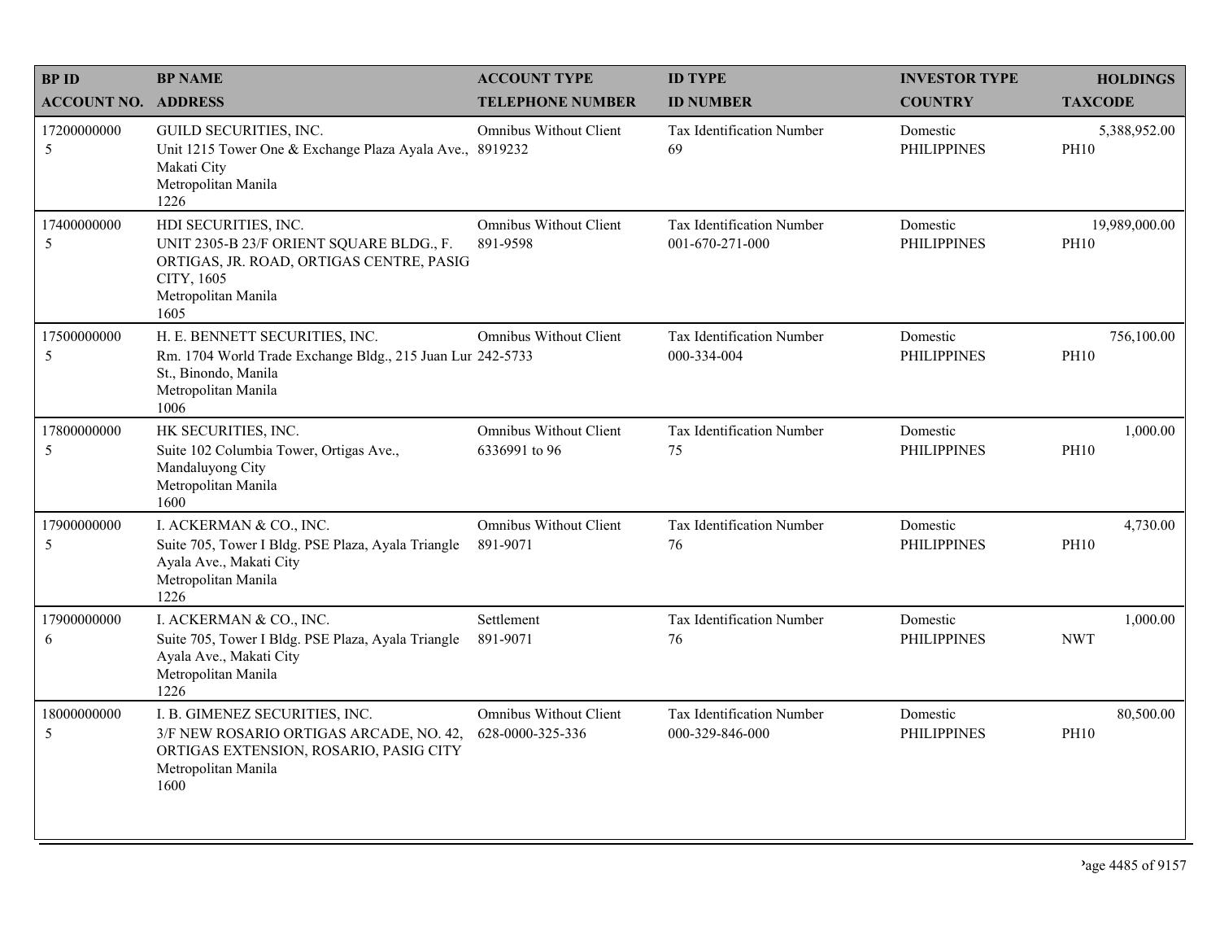| BP ID<br>ACCOUNT NO. | BP NAME<br>ADDRESS | ACCOUNT TYPE<br>TELEPHONE NUMBER | ID TYPE<br>ID NUMBER | INVESTOR TYPE<br>COUNTRY | HOLDINGS<br>TAXCODE |
|---|---|---|---|---|---|
| 17200000000<br>5 | GUILD SECURITIES, INC.<br>Unit 1215 Tower One & Exchange Plaza Ayala Ave., Makati City<br>Metropolitan Manila<br>1226 | Omnibus Without Client<br>8919232 | Tax Identification Number<br>69 | Domestic<br>PHILIPPINES | 5,388,952.00<br>PH10 |
| 17400000000<br>5 | HDI SECURITIES, INC.<br>UNIT 2305-B 23/F ORIENT SQUARE BLDG., F. ORTIGAS, JR. ROAD, ORTIGAS CENTRE, PASIG CITY, 1605<br>Metropolitan Manila<br>1605 | Omnibus Without Client<br>891-9598 | Tax Identification Number<br>001-670-271-000 | Domestic<br>PHILIPPINES | 19,989,000.00<br>PH10 |
| 17500000000<br>5 | H. E. BENNETT SECURITIES, INC.<br>Rm. 1704 World Trade Exchange Bldg., 215 Juan Lur St., Binondo, Manila<br>Metropolitan Manila<br>1006 | Omnibus Without Client<br>242-5733 | Tax Identification Number<br>000-334-004 | Domestic<br>PHILIPPINES | 756,100.00<br>PH10 |
| 17800000000<br>5 | HK SECURITIES, INC.<br>Suite 102 Columbia Tower, Ortigas Ave., Mandaluyong City<br>Metropolitan Manila<br>1600 | Omnibus Without Client<br>6336991 to 96 | Tax Identification Number<br>75 | Domestic<br>PHILIPPINES | 1,000.00<br>PH10 |
| 17900000000<br>5 | I. ACKERMAN & CO., INC.<br>Suite 705, Tower I Bldg. PSE Plaza, Ayala Triangle Ayala Ave., Makati City<br>Metropolitan Manila<br>1226 | Omnibus Without Client<br>891-9071 | Tax Identification Number<br>76 | Domestic<br>PHILIPPINES | 4,730.00<br>PH10 |
| 17900000000<br>6 | I. ACKERMAN & CO., INC.<br>Suite 705, Tower I Bldg. PSE Plaza, Ayala Triangle Ayala Ave., Makati City<br>Metropolitan Manila<br>1226 | Settlement<br>891-9071 | Tax Identification Number<br>76 | Domestic<br>PHILIPPINES | 1,000.00<br>NWT |
| 18000000000<br>5 | I. B. GIMENEZ SECURITIES, INC.<br>3/F NEW ROSARIO ORTIGAS ARCADE, NO. 42, ORTIGAS EXTENSION, ROSARIO, PASIG CITY<br>Metropolitan Manila<br>1600 | Omnibus Without Client<br>628-0000-325-336 | Tax Identification Number<br>000-329-846-000 | Domestic<br>PHILIPPINES | 80,500.00<br>PH10 |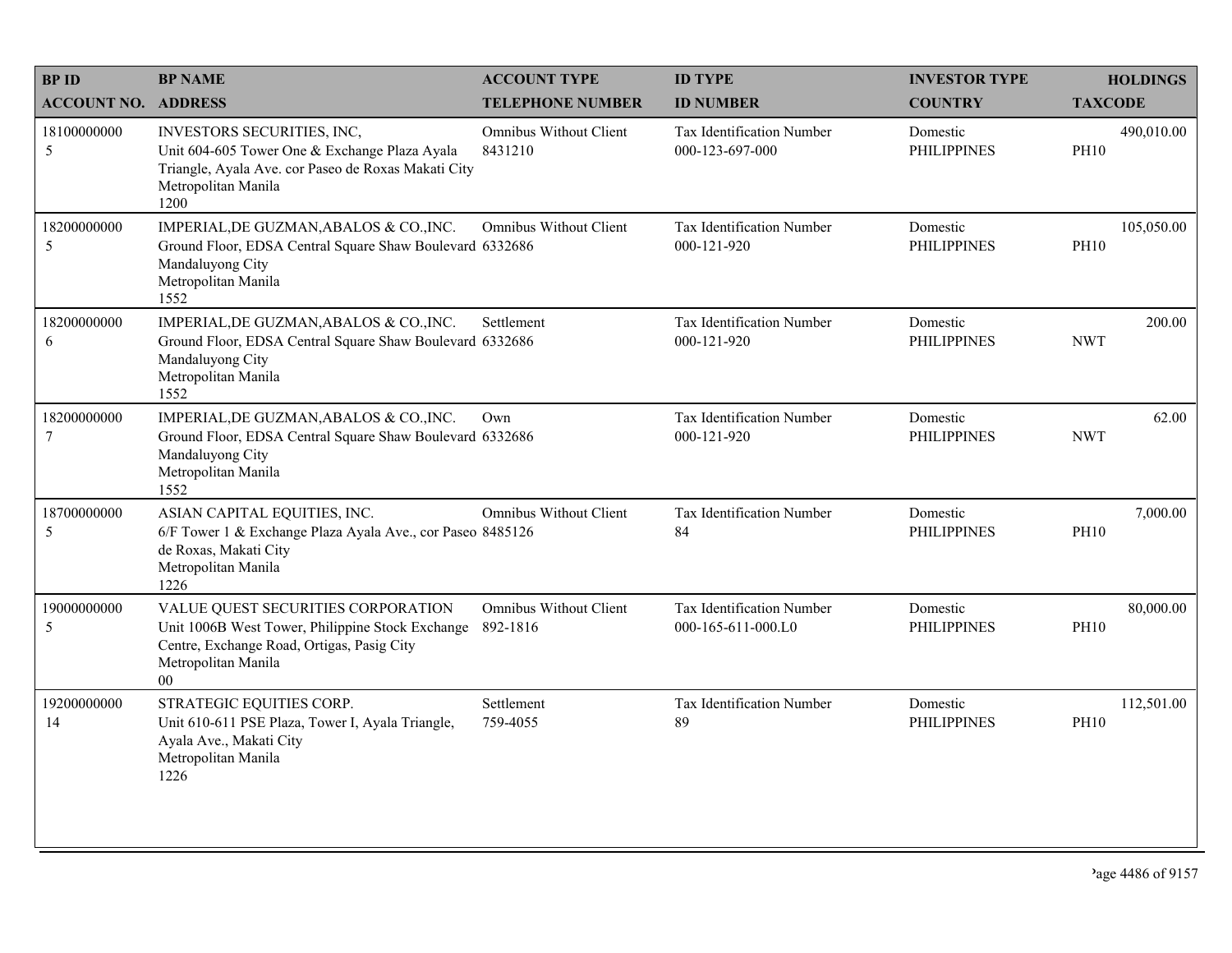| BP ID<br>ACCOUNT NO. | BP NAME<br>ADDRESS | ACCOUNT TYPE<br>TELEPHONE NUMBER | ID TYPE<br>ID NUMBER | INVESTOR TYPE<br>COUNTRY | HOLDINGS<br>TAXCODE |
|---|---|---|---|---|---|
| 18100000000<br>5 | INVESTORS SECURITIES, INC,<br>Unit 604-605 Tower One & Exchange Plaza Ayala Triangle, Ayala Ave. cor Paseo de Roxas Makati City<br>Metropolitan Manila<br>1200 | Omnibus Without Client<br>8431210 | Tax Identification Number<br>000-123-697-000 | Domestic<br>PHILIPPINES | 490,010.00<br>PH10 |
| 18200000000<br>5 | IMPERIAL,DE GUZMAN,ABALOS & CO.,INC.<br>Ground Floor, EDSA Central Square Shaw Boulevard Mandaluyong City<br>Metropolitan Manila<br>1552 | Omnibus Without Client<br>6332686 | Tax Identification Number<br>000-121-920 | Domestic<br>PHILIPPINES | 105,050.00<br>PH10 |
| 18200000000<br>6 | IMPERIAL,DE GUZMAN,ABALOS & CO.,INC.<br>Ground Floor, EDSA Central Square Shaw Boulevard Mandaluyong City<br>Metropolitan Manila<br>1552 | Settlement<br>6332686 | Tax Identification Number<br>000-121-920 | Domestic<br>PHILIPPINES | 200.00<br>NWT |
| 18200000000<br>7 | IMPERIAL,DE GUZMAN,ABALOS & CO.,INC.<br>Ground Floor, EDSA Central Square Shaw Boulevard Mandaluyong City<br>Metropolitan Manila<br>1552 | Own<br>6332686 | Tax Identification Number<br>000-121-920 | Domestic<br>PHILIPPINES | 62.00<br>NWT |
| 18700000000<br>5 | ASIAN CAPITAL EQUITIES, INC.<br>6/F Tower 1 & Exchange Plaza Ayala Ave., cor Paseo de Roxas, Makati City<br>Metropolitan Manila<br>1226 | Omnibus Without Client<br>8485126 | Tax Identification Number<br>84 | Domestic<br>PHILIPPINES | 7,000.00<br>PH10 |
| 19000000000<br>5 | VALUE QUEST SECURITIES CORPORATION<br>Unit 1006B West Tower, Philippine Stock Exchange Centre, Exchange Road, Ortigas, Pasig City<br>Metropolitan Manila<br>00 | Omnibus Without Client<br>892-1816 | Tax Identification Number<br>000-165-611-000.L0 | Domestic<br>PHILIPPINES | 80,000.00<br>PH10 |
| 19200000000<br>14 | STRATEGIC EQUITIES CORP.<br>Unit 610-611 PSE Plaza, Tower I, Ayala Triangle, Ayala Ave., Makati City<br>Metropolitan Manila<br>1226 | Settlement<br>759-4055 | Tax Identification Number<br>89 | Domestic<br>PHILIPPINES | 112,501.00<br>PH10 |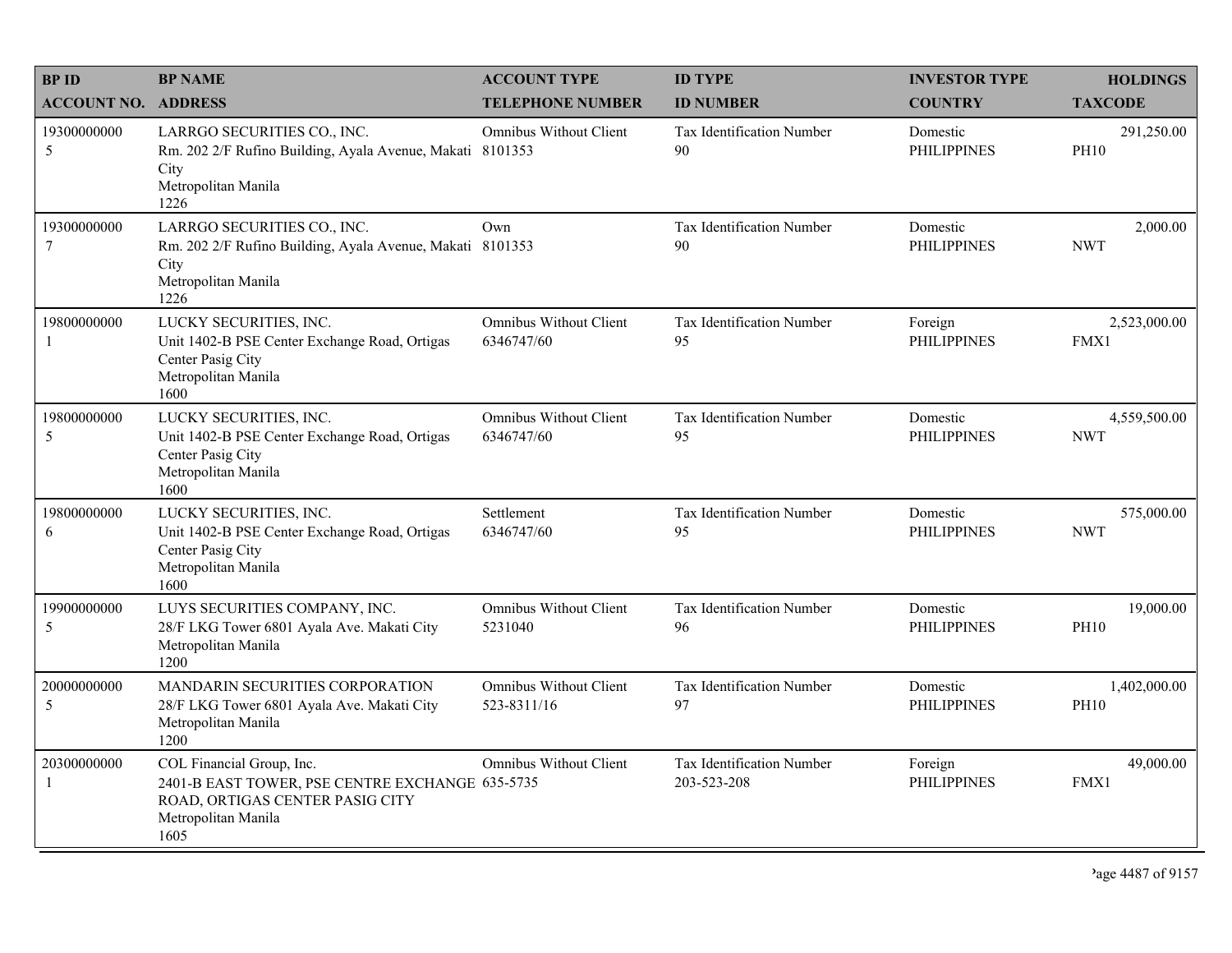| BP ID<br>ACCOUNT NO. | BP NAME<br>ADDRESS | ACCOUNT TYPE<br>TELEPHONE NUMBER | ID TYPE<br>ID NUMBER | INVESTOR TYPE<br>COUNTRY | HOLDINGS<br>TAXCODE |
|---|---|---|---|---|---|
| 19300000000<br>5 | LARRGO SECURITIES CO., INC.<br>Rm. 202 2/F Rufino Building, Ayala Avenue, Makati City<br>Metropolitan Manila<br>1226 | Omnibus Without Client<br>8101353 | Tax Identification Number<br>90 | Domestic<br>PHILIPPINES | 291,250.00<br>PH10 |
| 19300000000<br>7 | LARRGO SECURITIES CO., INC.<br>Rm. 202 2/F Rufino Building, Ayala Avenue, Makati City<br>Metropolitan Manila<br>1226 | Own<br>8101353 | Tax Identification Number<br>90 | Domestic<br>PHILIPPINES | 2,000.00<br>NWT |
| 19800000000<br>1 | LUCKY SECURITIES, INC.<br>Unit 1402-B PSE Center Exchange Road, Ortigas Center Pasig City<br>Metropolitan Manila<br>1600 | Omnibus Without Client<br>6346747/60 | Tax Identification Number<br>95 | Foreign<br>PHILIPPINES | 2,523,000.00<br>FMX1 |
| 19800000000<br>5 | LUCKY SECURITIES, INC.<br>Unit 1402-B PSE Center Exchange Road, Ortigas Center Pasig City<br>Metropolitan Manila<br>1600 | Omnibus Without Client<br>6346747/60 | Tax Identification Number<br>95 | Domestic<br>PHILIPPINES | 4,559,500.00<br>NWT |
| 19800000000<br>6 | LUCKY SECURITIES, INC.<br>Unit 1402-B PSE Center Exchange Road, Ortigas Center Pasig City<br>Metropolitan Manila<br>1600 | Settlement<br>6346747/60 | Tax Identification Number<br>95 | Domestic<br>PHILIPPINES | 575,000.00<br>NWT |
| 19900000000<br>5 | LUYS SECURITIES COMPANY, INC.<br>28/F LKG Tower 6801 Ayala Ave. Makati City<br>Metropolitan Manila<br>1200 | Omnibus Without Client<br>5231040 | Tax Identification Number<br>96 | Domestic<br>PHILIPPINES | 19,000.00<br>PH10 |
| 20000000000<br>5 | MANDARIN SECURITIES CORPORATION<br>28/F LKG Tower 6801 Ayala Ave. Makati City<br>Metropolitan Manila<br>1200 | Omnibus Without Client<br>523-8311/16 | Tax Identification Number<br>97 | Domestic<br>PHILIPPINES | 1,402,000.00<br>PH10 |
| 20300000000<br>1 | COL Financial Group, Inc.<br>2401-B EAST TOWER, PSE CENTRE EXCHANGE ROAD, ORTIGAS CENTER PASIG CITY<br>Metropolitan Manila<br>1605 | Omnibus Without Client<br>635-5735 | Tax Identification Number<br>203-523-208 | Foreign<br>PHILIPPINES | 49,000.00<br>FMX1 |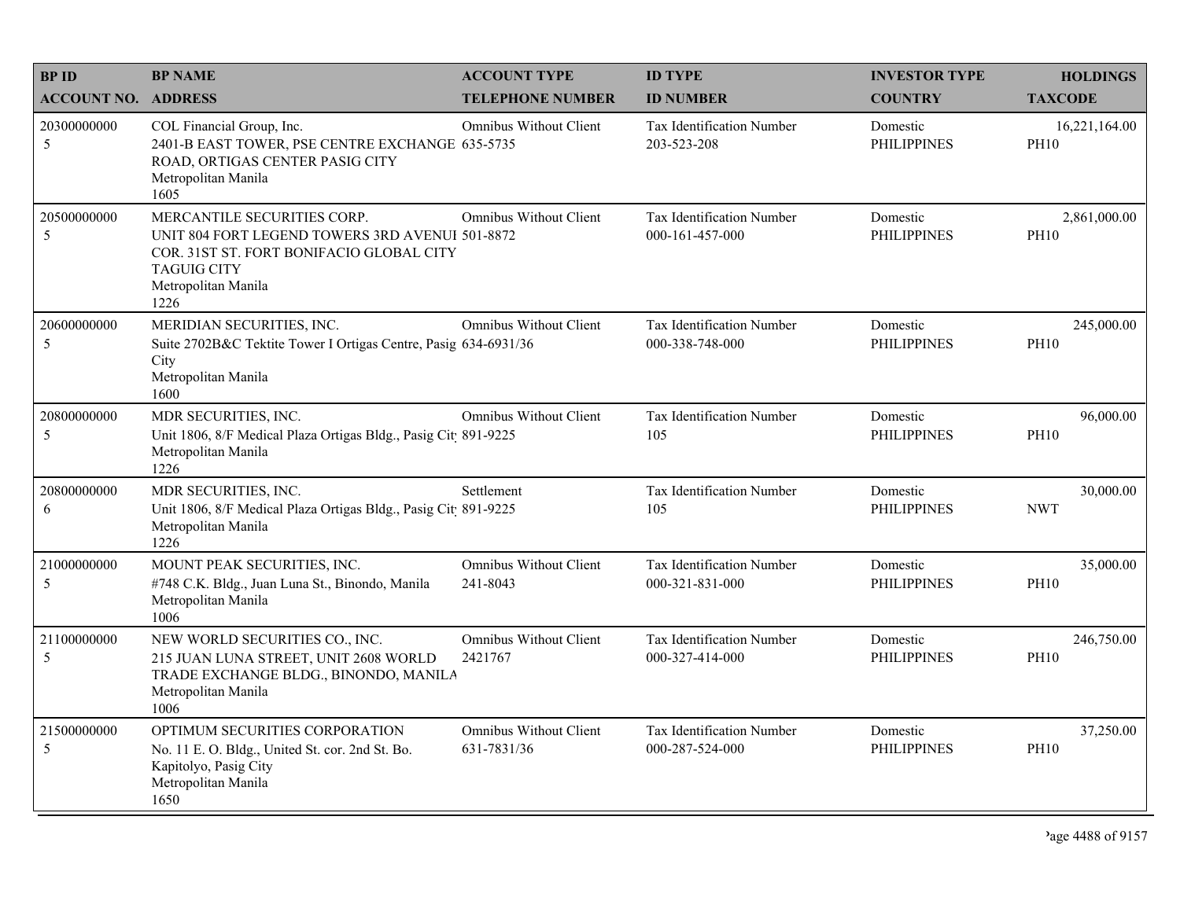| BP ID<br>ACCOUNT NO. | BP NAME<br>ADDRESS | ACCOUNT TYPE<br>TELEPHONE NUMBER | ID TYPE<br>ID NUMBER | INVESTOR TYPE<br>COUNTRY | HOLDINGS<br>TAXCODE |
|---|---|---|---|---|---|
| 20300000000<br>5 | COL Financial Group, Inc.<br>2401-B EAST TOWER, PSE CENTRE EXCHANGE ROAD, ORTIGAS CENTER PASIG CITY<br>Metropolitan Manila<br>1605 | Omnibus Without Client<br>635-5735 | Tax Identification Number<br>203-523-208 | Domestic<br>PHILIPPINES | 16,221,164.00<br>PH10 |
| 20500000000<br>5 | MERCANTILE SECURITIES CORP.<br>UNIT 804 FORT LEGEND TOWERS 3RD AVENUI COR. 31ST ST. FORT BONIFACIO GLOBAL CITY TAGUIG CITY<br>Metropolitan Manila<br>1226 | Omnibus Without Client<br>501-8872 | Tax Identification Number<br>000-161-457-000 | Domestic<br>PHILIPPINES | 2,861,000.00<br>PH10 |
| 20600000000<br>5 | MERIDIAN SECURITIES, INC.<br>Suite 2702B&C Tektite Tower I Ortigas Centre, Pasig City<br>Metropolitan Manila<br>1600 | Omnibus Without Client<br>634-6931/36 | Tax Identification Number<br>000-338-748-000 | Domestic<br>PHILIPPINES | 245,000.00<br>PH10 |
| 20800000000<br>5 | MDR SECURITIES, INC.<br>Unit 1806, 8/F Medical Plaza Ortigas Bldg., Pasig City<br>Metropolitan Manila<br>1226 | Omnibus Without Client<br>891-9225 | Tax Identification Number<br>105 | Domestic<br>PHILIPPINES | 96,000.00<br>PH10 |
| 20800000000<br>6 | MDR SECURITIES, INC.<br>Unit 1806, 8/F Medical Plaza Ortigas Bldg., Pasig City<br>Metropolitan Manila<br>1226 | Settlement<br>891-9225 | Tax Identification Number<br>105 | Domestic<br>PHILIPPINES | 30,000.00<br>NWT |
| 21000000000<br>5 | MOUNT PEAK SECURITIES, INC.<br>#748 C.K. Bldg., Juan Luna St., Binondo, Manila<br>Metropolitan Manila<br>1006 | Omnibus Without Client<br>241-8043 | Tax Identification Number<br>000-321-831-000 | Domestic<br>PHILIPPINES | 35,000.00<br>PH10 |
| 21100000000<br>5 | NEW WORLD SECURITIES CO., INC.<br>215 JUAN LUNA STREET, UNIT 2608 WORLD TRADE EXCHANGE BLDG., BINONDO, MANILA<br>Metropolitan Manila<br>1006 | Omnibus Without Client<br>2421767 | Tax Identification Number<br>000-327-414-000 | Domestic<br>PHILIPPINES | 246,750.00<br>PH10 |
| 21500000000<br>5 | OPTIMUM SECURITIES CORPORATION<br>No. 11 E. O. Bldg., United St. cor. 2nd St. Bo. Kapitolyo, Pasig City<br>Metropolitan Manila<br>1650 | Omnibus Without Client<br>631-7831/36 | Tax Identification Number<br>000-287-524-000 | Domestic<br>PHILIPPINES | 37,250.00<br>PH10 |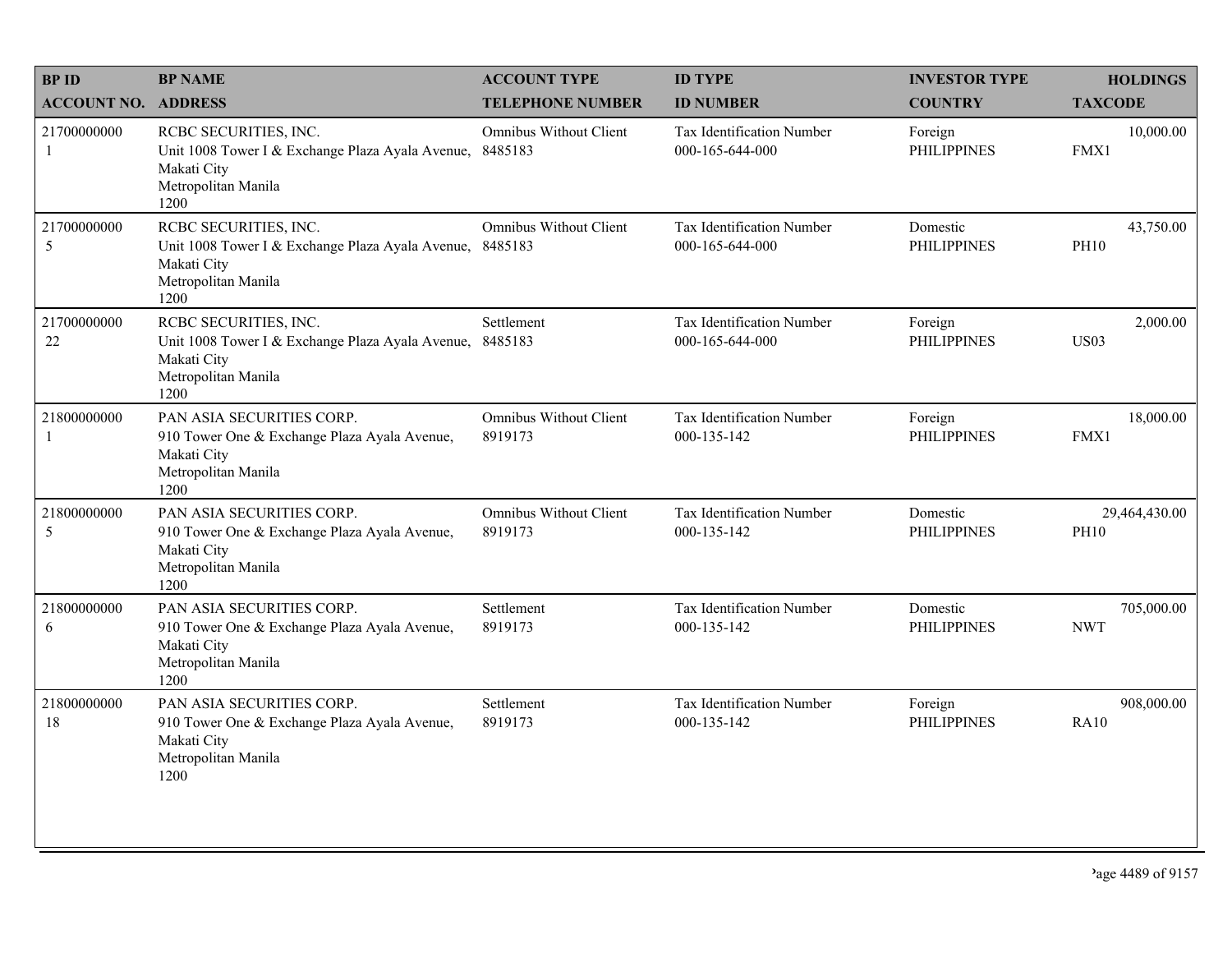| BP ID<br>ACCOUNT NO. | BP NAME<br>ADDRESS | ACCOUNT TYPE<br>TELEPHONE NUMBER | ID TYPE<br>ID NUMBER | INVESTOR TYPE<br>COUNTRY | HOLDINGS<br>TAXCODE |
|---|---|---|---|---|---|
| 21700000000<br>1 | RCBC SECURITIES, INC.<br>Unit 1008 Tower I & Exchange Plaza Ayala Avenue, Makati City<br>Metropolitan Manila<br>1200 | Omnibus Without Client<br>8485183 | Tax Identification Number<br>000-165-644-000 | Foreign<br>PHILIPPINES | 10,000.00<br>FMX1 |
| 21700000000<br>5 | RCBC SECURITIES, INC.<br>Unit 1008 Tower I & Exchange Plaza Ayala Avenue, Makati City<br>Metropolitan Manila<br>1200 | Omnibus Without Client<br>8485183 | Tax Identification Number<br>000-165-644-000 | Domestic<br>PHILIPPINES | 43,750.00<br>PH10 |
| 21700000000<br>22 | RCBC SECURITIES, INC.<br>Unit 1008 Tower I & Exchange Plaza Ayala Avenue, Makati City<br>Metropolitan Manila<br>1200 | Settlement<br>8485183 | Tax Identification Number<br>000-165-644-000 | Foreign<br>PHILIPPINES | 2,000.00<br>US03 |
| 21800000000<br>1 | PAN ASIA SECURITIES CORP.<br>910 Tower One & Exchange Plaza Ayala Avenue, Makati City<br>Metropolitan Manila<br>1200 | Omnibus Without Client<br>8919173 | Tax Identification Number<br>000-135-142 | Foreign<br>PHILIPPINES | 18,000.00<br>FMX1 |
| 21800000000<br>5 | PAN ASIA SECURITIES CORP.<br>910 Tower One & Exchange Plaza Ayala Avenue, Makati City<br>Metropolitan Manila<br>1200 | Omnibus Without Client<br>8919173 | Tax Identification Number<br>000-135-142 | Domestic<br>PHILIPPINES | 29,464,430.00<br>PH10 |
| 21800000000<br>6 | PAN ASIA SECURITIES CORP.<br>910 Tower One & Exchange Plaza Ayala Avenue, Makati City<br>Metropolitan Manila<br>1200 | Settlement<br>8919173 | Tax Identification Number<br>000-135-142 | Domestic<br>PHILIPPINES | 705,000.00<br>NWT |
| 21800000000<br>18 | PAN ASIA SECURITIES CORP.<br>910 Tower One & Exchange Plaza Ayala Avenue, Makati City<br>Metropolitan Manila<br>1200 | Settlement<br>8919173 | Tax Identification Number<br>000-135-142 | Foreign<br>PHILIPPINES | 908,000.00<br>RA10 |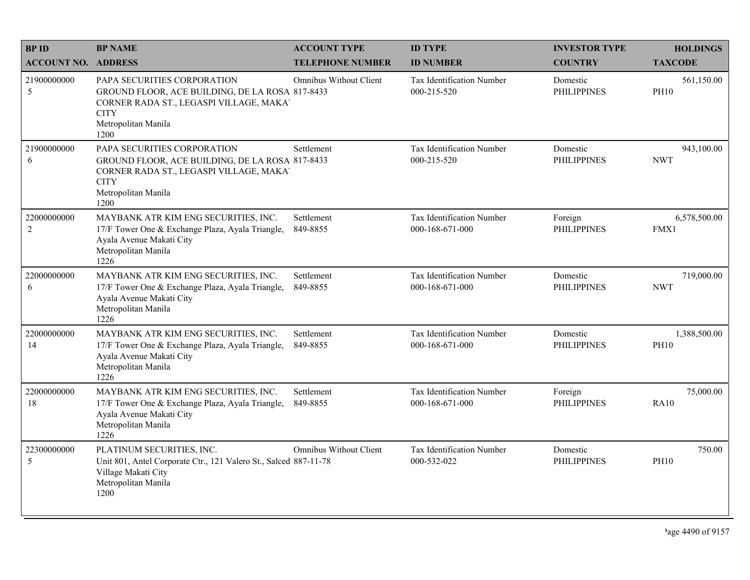| BP ID<br>ACCOUNT NO. | BP NAME<br>ADDRESS | ACCOUNT TYPE<br>TELEPHONE NUMBER | ID TYPE<br>ID NUMBER | INVESTOR TYPE<br>COUNTRY | HOLDINGS<br>TAXCODE |
|---|---|---|---|---|---|
| 21900000000<br>5 | PAPA SECURITIES CORPORATION<br>GROUND FLOOR, ACE BUILDING, DE LA ROSA CORNER RADA ST., LEGASPI VILLAGE, MAKA CITY<br>Metropolitan Manila<br>1200 | Omnibus Without Client<br>817-8433 | Tax Identification Number<br>000-215-520 | Domestic<br>PHILIPPINES | 561,150.00<br>PH10 |
| 21900000000<br>6 | PAPA SECURITIES CORPORATION<br>GROUND FLOOR, ACE BUILDING, DE LA ROSA CORNER RADA ST., LEGASPI VILLAGE, MAKA CITY<br>Metropolitan Manila<br>1200 | Settlement<br>817-8433 | Tax Identification Number<br>000-215-520 | Domestic<br>PHILIPPINES | 943,100.00<br>NWT |
| 22000000000<br>2 | MAYBANK ATR KIM ENG SECURITIES, INC.<br>17/F Tower One & Exchange Plaza, Ayala Triangle, Ayala Avenue Makati City<br>Metropolitan Manila<br>1226 | Settlement<br>849-8855 | Tax Identification Number<br>000-168-671-000 | Foreign<br>PHILIPPINES | 6,578,500.00<br>FMX1 |
| 22000000000<br>6 | MAYBANK ATR KIM ENG SECURITIES, INC.<br>17/F Tower One & Exchange Plaza, Ayala Triangle, Ayala Avenue Makati City<br>Metropolitan Manila<br>1226 | Settlement<br>849-8855 | Tax Identification Number<br>000-168-671-000 | Domestic<br>PHILIPPINES | 719,000.00<br>NWT |
| 22000000000<br>14 | MAYBANK ATR KIM ENG SECURITIES, INC.<br>17/F Tower One & Exchange Plaza, Ayala Triangle, Ayala Avenue Makati City<br>Metropolitan Manila<br>1226 | Settlement<br>849-8855 | Tax Identification Number<br>000-168-671-000 | Domestic<br>PHILIPPINES | 1,388,500.00<br>PH10 |
| 22000000000<br>18 | MAYBANK ATR KIM ENG SECURITIES, INC.<br>17/F Tower One & Exchange Plaza, Ayala Triangle, Ayala Avenue Makati City<br>Metropolitan Manila<br>1226 | Settlement<br>849-8855 | Tax Identification Number<br>000-168-671-000 | Foreign<br>PHILIPPINES | 75,000.00<br>RA10 |
| 22300000000<br>5 | PLATINUM SECURITIES, INC.<br>Unit 801, Antel Corporate Ctr., 121 Valero St., Salced Village Makati City<br>Metropolitan Manila<br>1200 | Omnibus Without Client<br>887-11-78 | Tax Identification Number<br>000-532-022 | Domestic<br>PHILIPPINES | 750.00<br>PH10 |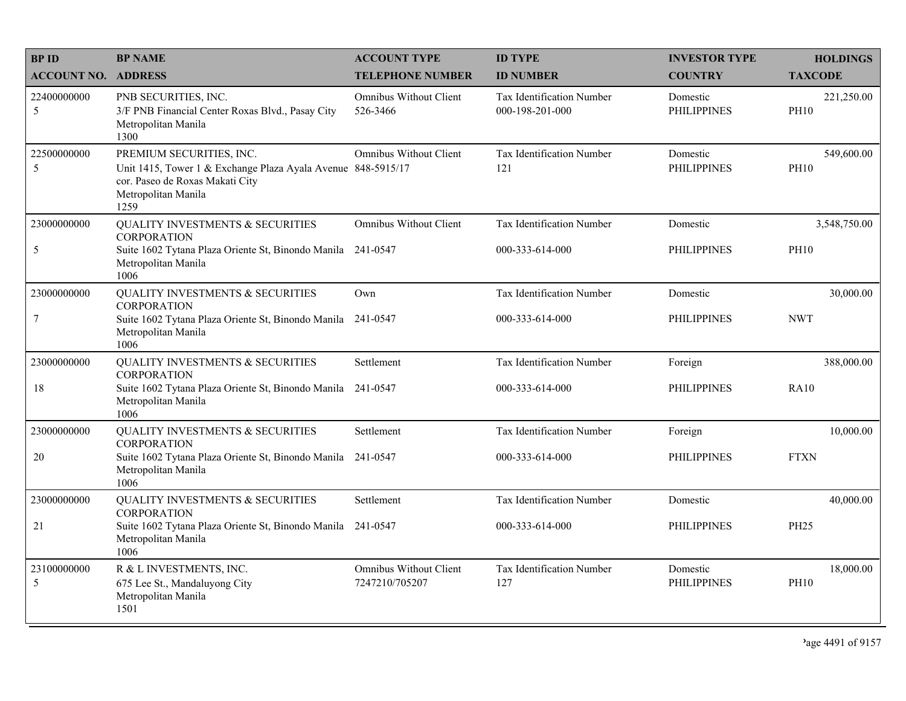| BP ID<br>ACCOUNT NO. | BP NAME<br>ADDRESS | ACCOUNT TYPE<br>TELEPHONE NUMBER | ID TYPE<br>ID NUMBER | INVESTOR TYPE<br>COUNTRY | HOLDINGS<br>TAXCODE |
|---|---|---|---|---|---|
| 22400000000<br>5 | PNB SECURITIES, INC.<br>3/F PNB Financial Center Roxas Blvd., Pasay City<br>Metropolitan Manila<br>1300 | Omnibus Without Client<br>526-3466 | Tax Identification Number<br>000-198-201-000 | Domestic<br>PHILIPPINES | 221,250.00<br>PH10 |
| 22500000000<br>5 | PREMIUM SECURITIES, INC.<br>Unit 1415, Tower 1 & Exchange Plaza Ayala Avenue cor. Paseo de Roxas Makati City<br>Metropolitan Manila<br>1259 | Omnibus Without Client<br>848-5915/17 | Tax Identification Number<br>121 | Domestic<br>PHILIPPINES | 549,600.00<br>PH10 |
| 23000000000<br>5 | QUALITY INVESTMENTS & SECURITIES CORPORATION<br>Suite 1602 Tytana Plaza Oriente St, Binondo Manila<br>Metropolitan Manila<br>1006 | Omnibus Without Client<br>241-0547 | Tax Identification Number<br>000-333-614-000 | Domestic<br>PHILIPPINES | 3,548,750.00<br>PH10 |
| 23000000000<br>7 | QUALITY INVESTMENTS & SECURITIES CORPORATION<br>Suite 1602 Tytana Plaza Oriente St, Binondo Manila<br>Metropolitan Manila<br>1006 | Own<br>241-0547 | Tax Identification Number<br>000-333-614-000 | Domestic<br>PHILIPPINES | 30,000.00<br>NWT |
| 23000000000<br>18 | QUALITY INVESTMENTS & SECURITIES CORPORATION<br>Suite 1602 Tytana Plaza Oriente St, Binondo Manila<br>Metropolitan Manila<br>1006 | Settlement<br>241-0547 | Tax Identification Number<br>000-333-614-000 | Foreign<br>PHILIPPINES | 388,000.00<br>RA10 |
| 23000000000<br>20 | QUALITY INVESTMENTS & SECURITIES CORPORATION<br>Suite 1602 Tytana Plaza Oriente St, Binondo Manila<br>Metropolitan Manila<br>1006 | Settlement<br>241-0547 | Tax Identification Number<br>000-333-614-000 | Foreign<br>PHILIPPINES | 10,000.00<br>FTXN |
| 23000000000<br>21 | QUALITY INVESTMENTS & SECURITIES CORPORATION<br>Suite 1602 Tytana Plaza Oriente St, Binondo Manila<br>Metropolitan Manila<br>1006 | Settlement<br>241-0547 | Tax Identification Number<br>000-333-614-000 | Domestic<br>PHILIPPINES | 40,000.00<br>PH25 |
| 23100000000<br>5 | R & L INVESTMENTS, INC.<br>675 Lee St., Mandaluyong City<br>Metropolitan Manila<br>1501 | Omnibus Without Client<br>7247210/705207 | Tax Identification Number<br>127 | Domestic<br>PHILIPPINES | 18,000.00<br>PH10 |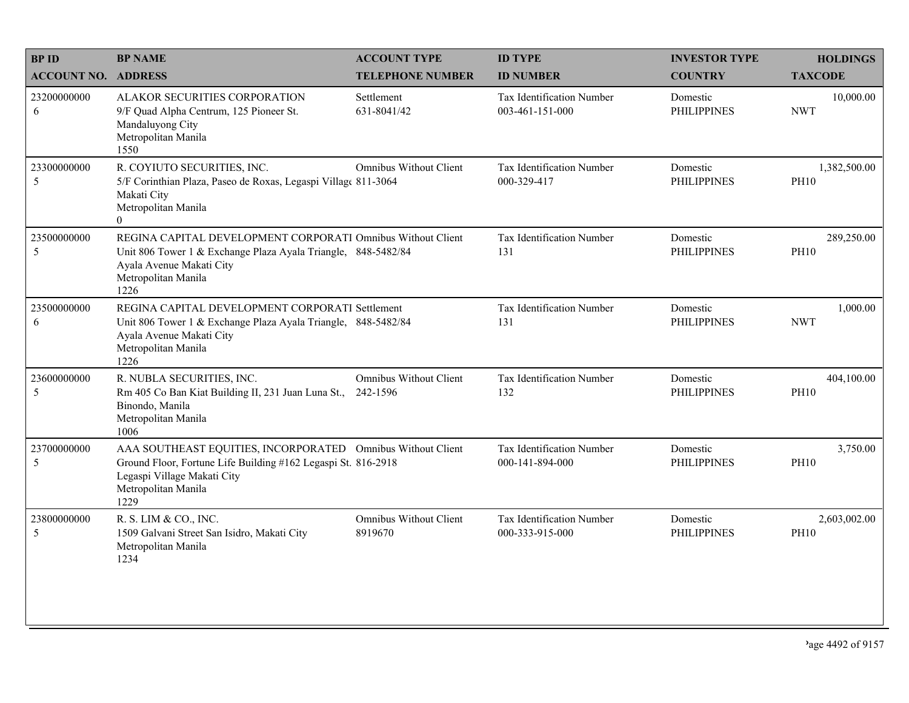| BP ID<br>ACCOUNT NO. | BP NAME<br>ADDRESS | ACCOUNT TYPE<br>TELEPHONE NUMBER | ID TYPE<br>ID NUMBER | INVESTOR TYPE<br>COUNTRY | HOLDINGS<br>TAXCODE |
|---|---|---|---|---|---|
| 23200000000<br>6 | ALAKOR SECURITIES CORPORATION<br>9/F Quad Alpha Centrum, 125 Pioneer St.<br>Mandaluyong City<br>Metropolitan Manila<br>1550 | Settlement<br>631-8041/42 | Tax Identification Number<br>003-461-151-000 | Domestic<br>PHILIPPINES | 10,000.00<br>NWT |
| 23300000000<br>5 | R. COYIUTO SECURITIES, INC.<br>5/F Corinthian Plaza, Paseo de Roxas, Legaspi Villag<br>Makati City<br>Metropolitan Manila<br>0 | Omnibus Without Client<br>811-3064 | Tax Identification Number<br>000-329-417 | Domestic<br>PHILIPPINES | 1,382,500.00<br>PH10 |
| 23500000000<br>5 | REGINA CAPITAL DEVELOPMENT CORPORATI<br>Unit 806 Tower 1 & Exchange Plaza Ayala Triangle,<br>Ayala Avenue Makati City<br>Metropolitan Manila<br>1226 | Omnibus Without Client<br>848-5482/84 | Tax Identification Number<br>131 | Domestic<br>PHILIPPINES | 289,250.00<br>PH10 |
| 23500000000<br>6 | REGINA CAPITAL DEVELOPMENT CORPORATI<br>Unit 806 Tower 1 & Exchange Plaza Ayala Triangle,<br>Ayala Avenue Makati City<br>Metropolitan Manila<br>1226 | Settlement<br>848-5482/84 | Tax Identification Number<br>131 | Domestic<br>PHILIPPINES | 1,000.00<br>NWT |
| 23600000000<br>5 | R. NUBLA SECURITIES, INC.<br>Rm 405 Co Ban Kiat Building II, 231 Juan Luna St.,<br>Binondo, Manila<br>Metropolitan Manila<br>1006 | Omnibus Without Client<br>242-1596 | Tax Identification Number<br>132 | Domestic<br>PHILIPPINES | 404,100.00<br>PH10 |
| 23700000000<br>5 | AAA SOUTHEAST EQUITIES, INCORPORATED<br>Ground Floor, Fortune Life Building #162 Legaspi St.<br>Legaspi Village Makati City<br>Metropolitan Manila<br>1229 | Omnibus Without Client<br>816-2918 | Tax Identification Number<br>000-141-894-000 | Domestic<br>PHILIPPINES | 3,750.00<br>PH10 |
| 23800000000<br>5 | R. S. LIM & CO., INC.<br>1509 Galvani Street San Isidro, Makati City<br>Metropolitan Manila<br>1234 | Omnibus Without Client<br>8919670 | Tax Identification Number<br>000-333-915-000 | Domestic<br>PHILIPPINES | 2,603,002.00<br>PH10 |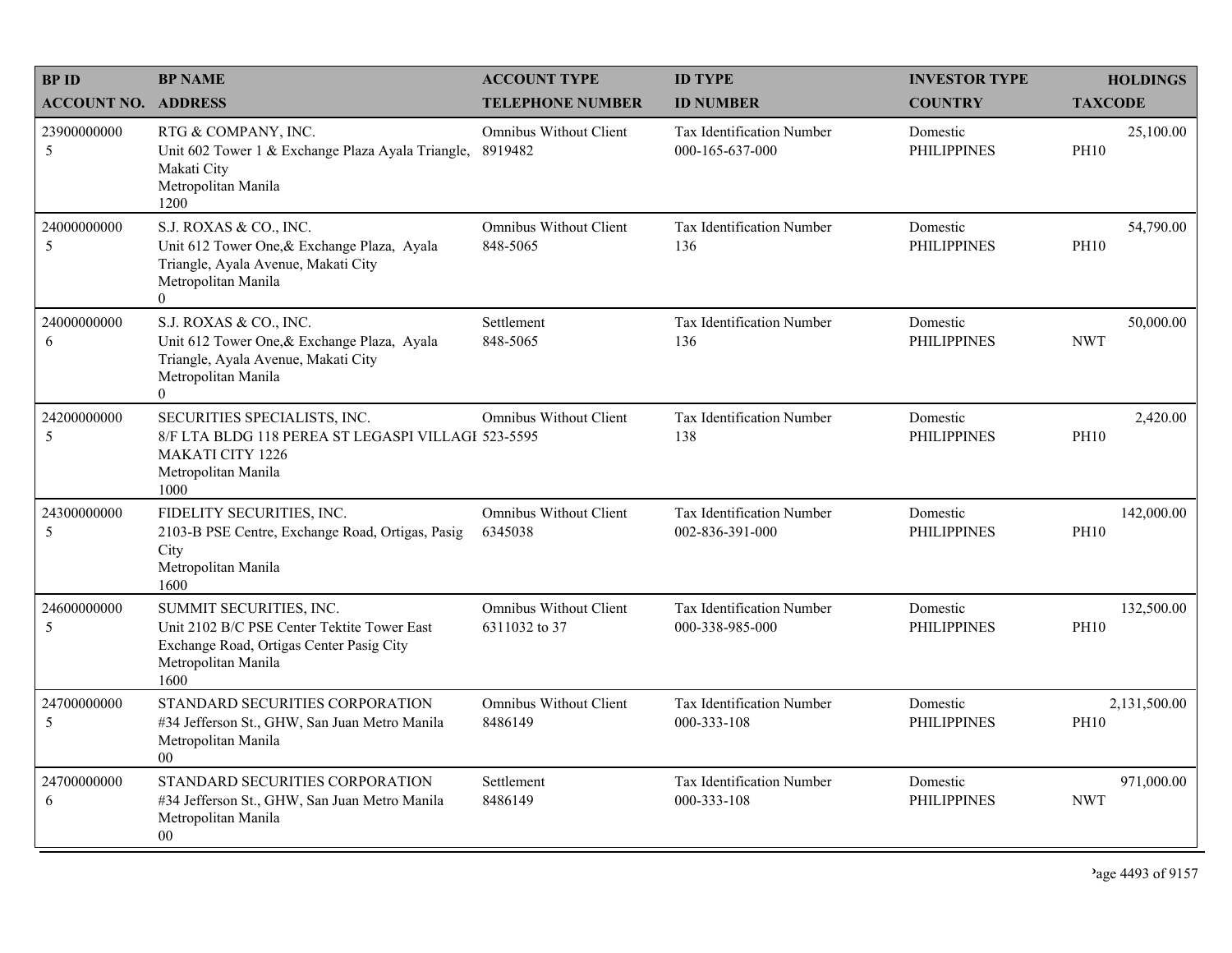| BP ID<br>ACCOUNT NO. | BP NAME<br>ADDRESS | ACCOUNT TYPE<br>TELEPHONE NUMBER | ID TYPE<br>ID NUMBER | INVESTOR TYPE<br>COUNTRY | HOLDINGS<br>TAXCODE |
|---|---|---|---|---|---|
| 23900000000<br>5 | RTG & COMPANY, INC.<br>Unit 602 Tower 1 & Exchange Plaza Ayala Triangle, Makati City<br>Metropolitan Manila<br>1200 | Omnibus Without Client<br>8919482 | Tax Identification Number<br>000-165-637-000 | Domestic<br>PHILIPPINES | 25,100.00<br>PH10 |
| 24000000000<br>5 | S.J. ROXAS & CO., INC.<br>Unit 612 Tower One,& Exchange Plaza, Ayala Triangle, Ayala Avenue, Makati City<br>Metropolitan Manila<br>0 | Omnibus Without Client<br>848-5065 | Tax Identification Number<br>136 | Domestic<br>PHILIPPINES | 54,790.00<br>PH10 |
| 24000000000<br>6 | S.J. ROXAS & CO., INC.<br>Unit 612 Tower One,& Exchange Plaza, Ayala Triangle, Ayala Avenue, Makati City<br>Metropolitan Manila<br>0 | Settlement<br>848-5065 | Tax Identification Number<br>136 | Domestic<br>PHILIPPINES | 50,000.00<br>NWT |
| 24200000000<br>5 | SECURITIES SPECIALISTS, INC.<br>8/F LTA BLDG 118 PEREA ST LEGASPI VILLAGI MAKATI CITY 1226<br>Metropolitan Manila<br>1000 | Omnibus Without Client<br>523-5595 | Tax Identification Number<br>138 | Domestic<br>PHILIPPINES | 2,420.00<br>PH10 |
| 24300000000<br>5 | FIDELITY SECURITIES, INC.<br>2103-B PSE Centre, Exchange Road, Ortigas, Pasig City<br>Metropolitan Manila<br>1600 | Omnibus Without Client<br>6345038 | Tax Identification Number<br>002-836-391-000 | Domestic<br>PHILIPPINES | 142,000.00<br>PH10 |
| 24600000000<br>5 | SUMMIT SECURITIES, INC.<br>Unit 2102 B/C PSE Center Tektite Tower East Exchange Road, Ortigas Center Pasig City<br>Metropolitan Manila<br>1600 | Omnibus Without Client<br>6311032 to 37 | Tax Identification Number<br>000-338-985-000 | Domestic<br>PHILIPPINES | 132,500.00<br>PH10 |
| 24700000000<br>5 | STANDARD SECURITIES CORPORATION<br>#34 Jefferson St., GHW, San Juan Metro Manila<br>Metropolitan Manila<br>00 | Omnibus Without Client<br>8486149 | Tax Identification Number<br>000-333-108 | Domestic<br>PHILIPPINES | 2,131,500.00<br>PH10 |
| 24700000000<br>6 | STANDARD SECURITIES CORPORATION<br>#34 Jefferson St., GHW, San Juan Metro Manila<br>Metropolitan Manila<br>00 | Settlement<br>8486149 | Tax Identification Number<br>000-333-108 | Domestic<br>PHILIPPINES | 971,000.00<br>NWT |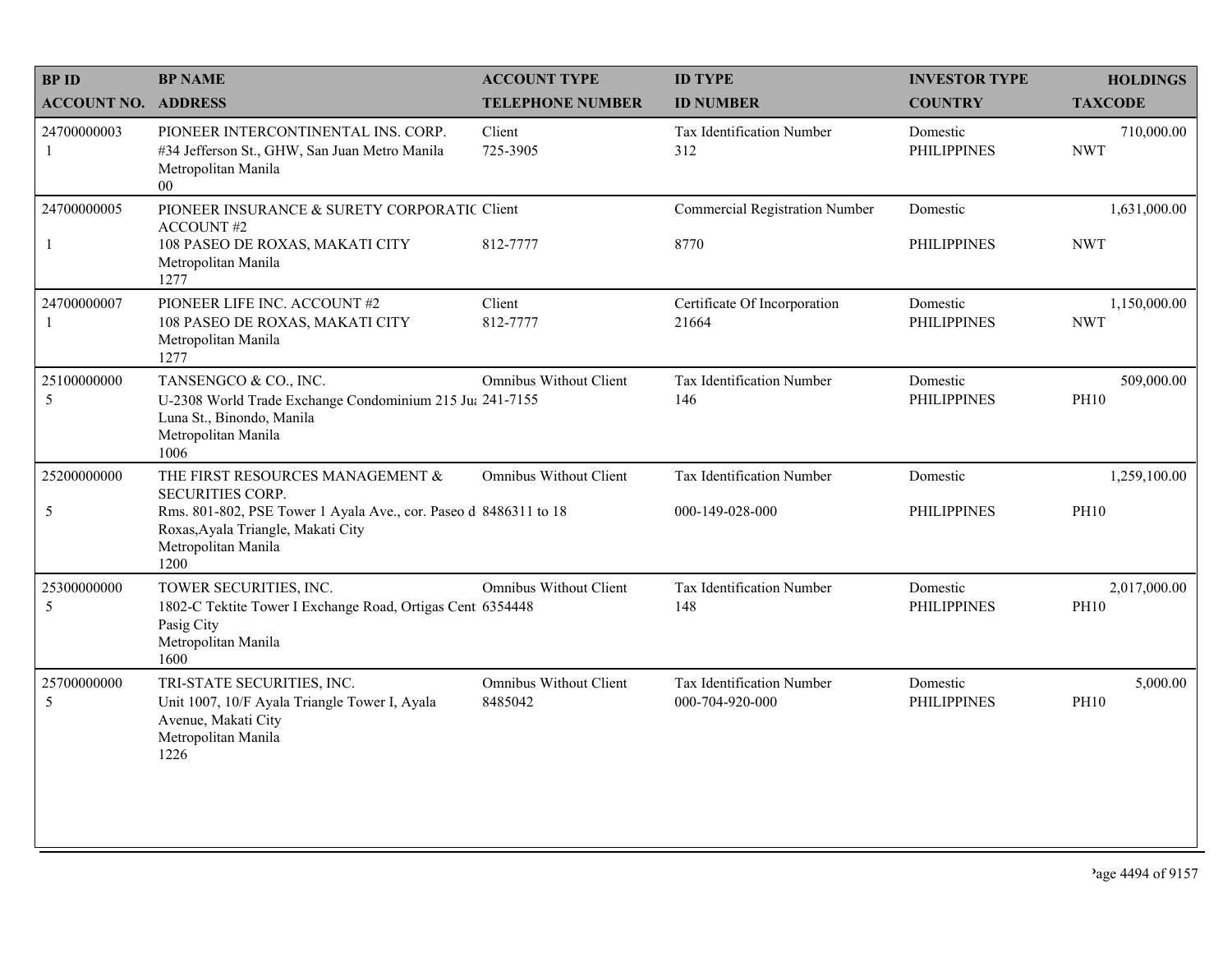| BP ID<br>ACCOUNT NO. | BP NAME<br>ADDRESS | ACCOUNT TYPE<br>TELEPHONE NUMBER | ID TYPE<br>ID NUMBER | INVESTOR TYPE<br>COUNTRY | HOLDINGS<br>TAXCODE |
|---|---|---|---|---|---|
| 24700000003<br>1 | PIONEER INTERCONTINENTAL INS. CORP.<br>#34 Jefferson St., GHW, San Juan Metro Manila<br>Metropolitan Manila<br>00 | Client<br>725-3905 | Tax Identification Number<br>312 | Domestic<br>PHILIPPINES | 710,000.00<br>NWT |
| 24700000005<br>1 | PIONEER INSURANCE & SURETY CORPORATIC ACCOUNT #2<br>108 PASEO DE ROXAS, MAKATI CITY<br>Metropolitan Manila<br>1277 | Client<br>812-7777 | Commercial Registration Number<br>8770 | Domestic<br>PHILIPPINES | 1,631,000.00<br>NWT |
| 24700000007<br>1 | PIONEER LIFE INC. ACCOUNT #2<br>108 PASEO DE ROXAS, MAKATI CITY<br>Metropolitan Manila<br>1277 | Client<br>812-7777 | Certificate Of Incorporation<br>21664 | Domestic<br>PHILIPPINES | 1,150,000.00<br>NWT |
| 25100000000<br>5 | TANSENGCO & CO., INC.<br>U-2308 World Trade Exchange Condominium 215 Ju: Luna St., Binondo, Manila<br>Metropolitan Manila<br>1006 | Omnibus Without Client<br>241-7155 | Tax Identification Number<br>146 | Domestic<br>PHILIPPINES | 509,000.00<br>PH10 |
| 25200000000<br>5 | THE FIRST RESOURCES MANAGEMENT & SECURITIES CORP.<br>Rms. 801-802, PSE Tower 1 Ayala Ave., cor. Paseo d Roxas,Ayala Triangle, Makati City<br>Metropolitan Manila<br>1200 | Omnibus Without Client<br>8486311 to 18 | Tax Identification Number<br>000-149-028-000 | Domestic<br>PHILIPPINES | 1,259,100.00<br>PH10 |
| 25300000000<br>5 | TOWER SECURITIES, INC.<br>1802-C Tektite Tower I Exchange Road, Ortigas Cent Pasig City<br>Metropolitan Manila<br>1600 | Omnibus Without Client<br>6354448 | Tax Identification Number<br>148 | Domestic<br>PHILIPPINES | 2,017,000.00<br>PH10 |
| 25700000000<br>5 | TRI-STATE SECURITIES, INC.<br>Unit 1007, 10/F Ayala Triangle Tower I, Ayala Avenue, Makati City<br>Metropolitan Manila<br>1226 | Omnibus Without Client<br>8485042 | Tax Identification Number<br>000-704-920-000 | Domestic<br>PHILIPPINES | 5,000.00<br>PH10 |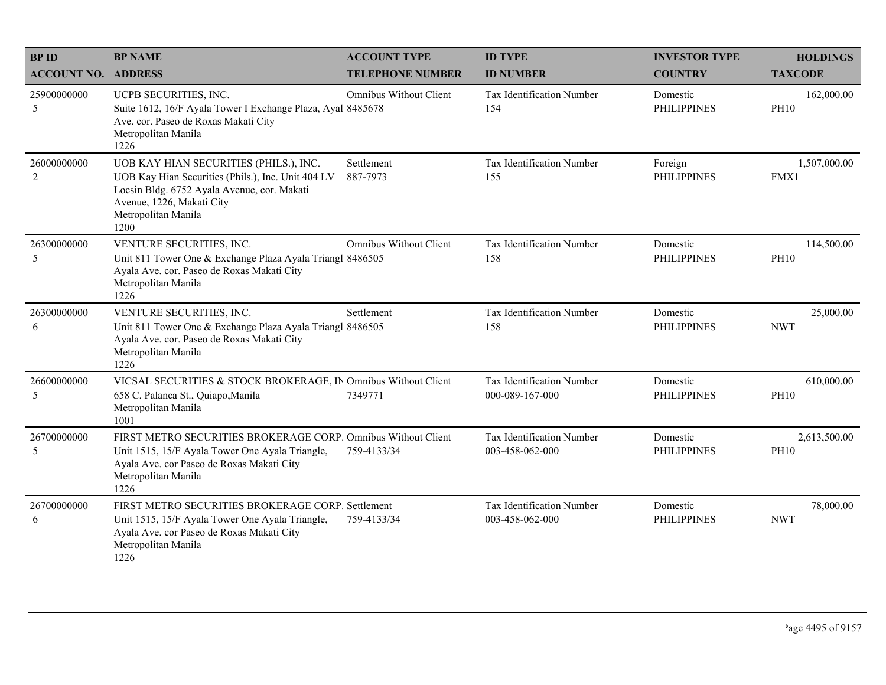| BP ID<br>ACCOUNT NO. | BP NAME<br>ADDRESS | ACCOUNT TYPE<br>TELEPHONE NUMBER | ID TYPE<br>ID NUMBER | INVESTOR TYPE<br>COUNTRY | HOLDINGS<br>TAXCODE |
|---|---|---|---|---|---|
| 25900000000<br>5 | UCPB SECURITIES, INC.<br>Suite 1612, 16/F Ayala Tower I Exchange Plaza, Ayal Ave. cor. Paseo de Roxas Makati City<br>Metropolitan Manila<br>1226 | Omnibus Without Client<br>8485678 | Tax Identification Number<br>154 | Domestic<br>PHILIPPINES | 162,000.00<br>PH10 |
| 26000000000<br>2 | UOB KAY HIAN SECURITIES (PHILS.), INC.<br>UOB Kay Hian Securities (Phils.), Inc. Unit 404 LV Locsin Bldg. 6752 Ayala Avenue, cor. Makati Avenue, 1226, Makati City<br>Metropolitan Manila<br>1200 | Settlement<br>887-7973 | Tax Identification Number<br>155 | Foreign<br>PHILIPPINES | 1,507,000.00<br>FMX1 |
| 26300000000<br>5 | VENTURE SECURITIES, INC.<br>Unit 811 Tower One & Exchange Plaza Ayala Triangl Ayala Ave. cor. Paseo de Roxas Makati City<br>Metropolitan Manila<br>1226 | Omnibus Without Client<br>8486505 | Tax Identification Number<br>158 | Domestic<br>PHILIPPINES | 114,500.00<br>PH10 |
| 26300000000<br>6 | VENTURE SECURITIES, INC.<br>Unit 811 Tower One & Exchange Plaza Ayala Triangl Ayala Ave. cor. Paseo de Roxas Makati City<br>Metropolitan Manila<br>1226 | Settlement<br>8486505 | Tax Identification Number<br>158 | Domestic<br>PHILIPPINES | 25,000.00<br>NWT |
| 26600000000<br>5 | VICSAL SECURITIES & STOCK BROKERAGE, IN<br>658 C. Palanca St., Quiapo,Manila<br>Metropolitan Manila<br>1001 | Omnibus Without Client<br>7349771 | Tax Identification Number<br>000-089-167-000 | Domestic<br>PHILIPPINES | 610,000.00<br>PH10 |
| 26700000000<br>5 | FIRST METRO SECURITIES BROKERAGE CORP.<br>Unit 1515, 15/F Ayala Tower One Ayala Triangle, Ayala Ave. cor Paseo de Roxas Makati City<br>Metropolitan Manila<br>1226 | Omnibus Without Client<br>759-4133/34 | Tax Identification Number<br>003-458-062-000 | Domestic<br>PHILIPPINES | 2,613,500.00<br>PH10 |
| 26700000000<br>6 | FIRST METRO SECURITIES BROKERAGE CORP.<br>Unit 1515, 15/F Ayala Tower One Ayala Triangle, Ayala Ave. cor Paseo de Roxas Makati City<br>Metropolitan Manila<br>1226 | Settlement<br>759-4133/34 | Tax Identification Number<br>003-458-062-000 | Domestic<br>PHILIPPINES | 78,000.00<br>NWT |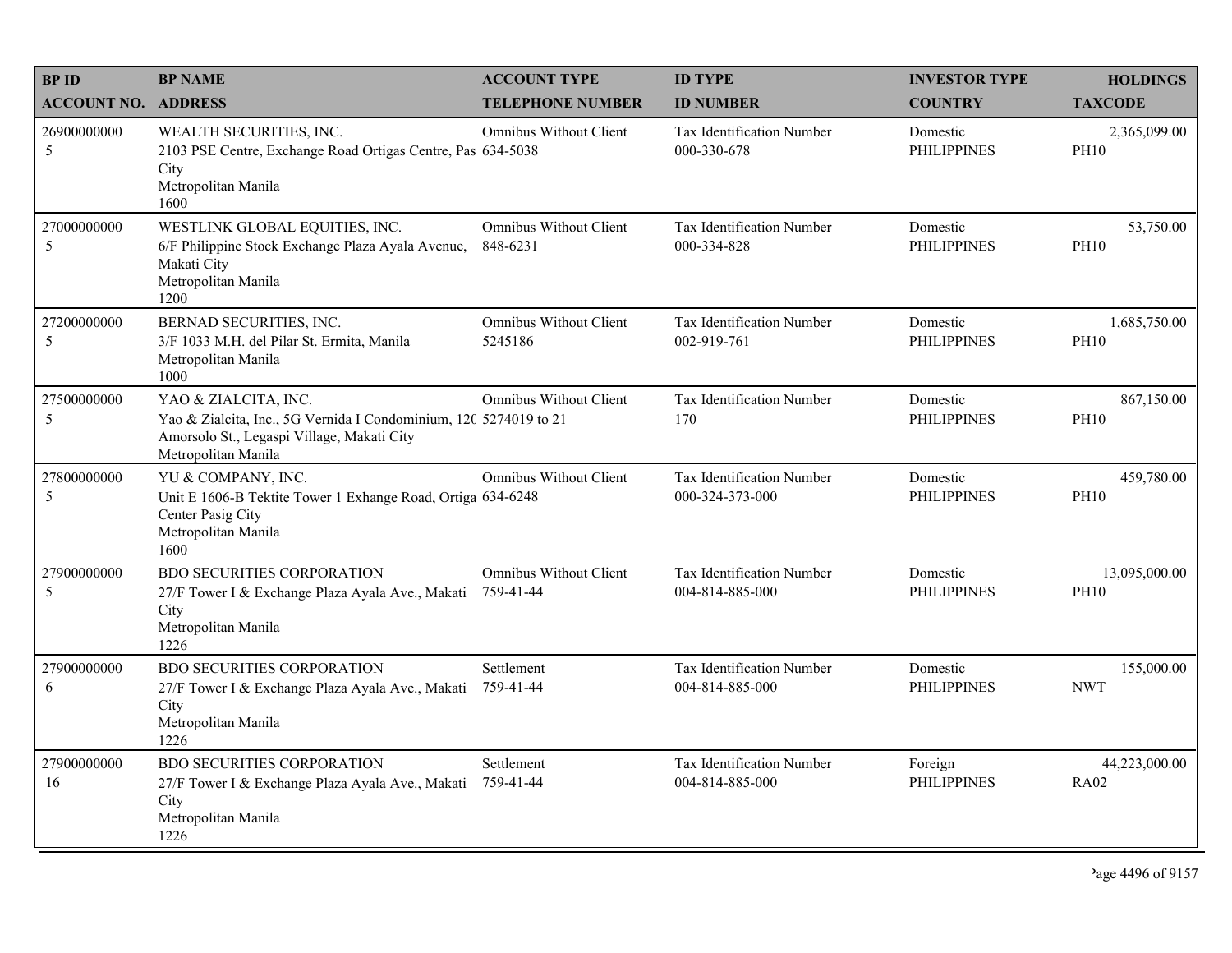| BP ID<br>ACCOUNT NO. | BP NAME<br>ADDRESS | ACCOUNT TYPE<br>TELEPHONE NUMBER | ID TYPE<br>ID NUMBER | INVESTOR TYPE<br>COUNTRY | HOLDINGS<br>TAXCODE |
|---|---|---|---|---|---|
| 26900000000<br>5 | WEALTH SECURITIES, INC.<br>2103 PSE Centre, Exchange Road Ortigas Centre, Pas City<br>Metropolitan Manila<br>1600 | Omnibus Without Client<br>634-5038 | Tax Identification Number<br>000-330-678 | Domestic<br>PHILIPPINES | 2,365,099.00<br>PH10 |
| 27000000000<br>5 | WESTLINK GLOBAL EQUITIES, INC.<br>6/F Philippine Stock Exchange Plaza Ayala Avenue, Makati City<br>Metropolitan Manila<br>1200 | Omnibus Without Client<br>848-6231 | Tax Identification Number<br>000-334-828 | Domestic<br>PHILIPPINES | 53,750.00<br>PH10 |
| 27200000000<br>5 | BERNAD SECURITIES, INC.<br>3/F 1033 M.H. del Pilar St. Ermita, Manila<br>Metropolitan Manila<br>1000 | Omnibus Without Client<br>5245186 | Tax Identification Number<br>002-919-761 | Domestic<br>PHILIPPINES | 1,685,750.00<br>PH10 |
| 27500000000<br>5 | YAO & ZIALCITA, INC.<br>Yao & Zialcita, Inc., 5G Vernida I Condominium, 120 Amorsolo St., Legaspi Village, Makati City<br>Metropolitan Manila | Omnibus Without Client<br>5274019 to 21 | Tax Identification Number<br>170 | Domestic<br>PHILIPPINES | 867,150.00<br>PH10 |
| 27800000000<br>5 | YU & COMPANY, INC.<br>Unit E 1606-B Tektite Tower 1 Exhange Road, Ortiga Center Pasig City<br>Metropolitan Manila<br>1600 | Omnibus Without Client<br>634-6248 | Tax Identification Number<br>000-324-373-000 | Domestic<br>PHILIPPINES | 459,780.00<br>PH10 |
| 27900000000<br>5 | BDO SECURITIES CORPORATION<br>27/F Tower I & Exchange Plaza Ayala Ave., Makati City<br>Metropolitan Manila<br>1226 | Omnibus Without Client<br>759-41-44 | Tax Identification Number<br>004-814-885-000 | Domestic<br>PHILIPPINES | 13,095,000.00<br>PH10 |
| 27900000000<br>6 | BDO SECURITIES CORPORATION<br>27/F Tower I & Exchange Plaza Ayala Ave., Makati City<br>Metropolitan Manila<br>1226 | Settlement<br>759-41-44 | Tax Identification Number<br>004-814-885-000 | Domestic<br>PHILIPPINES | 155,000.00<br>NWT |
| 27900000000<br>16 | BDO SECURITIES CORPORATION<br>27/F Tower I & Exchange Plaza Ayala Ave., Makati City<br>Metropolitan Manila<br>1226 | Settlement<br>759-41-44 | Tax Identification Number<br>004-814-885-000 | Foreign<br>PHILIPPINES | 44,223,000.00<br>RA02 |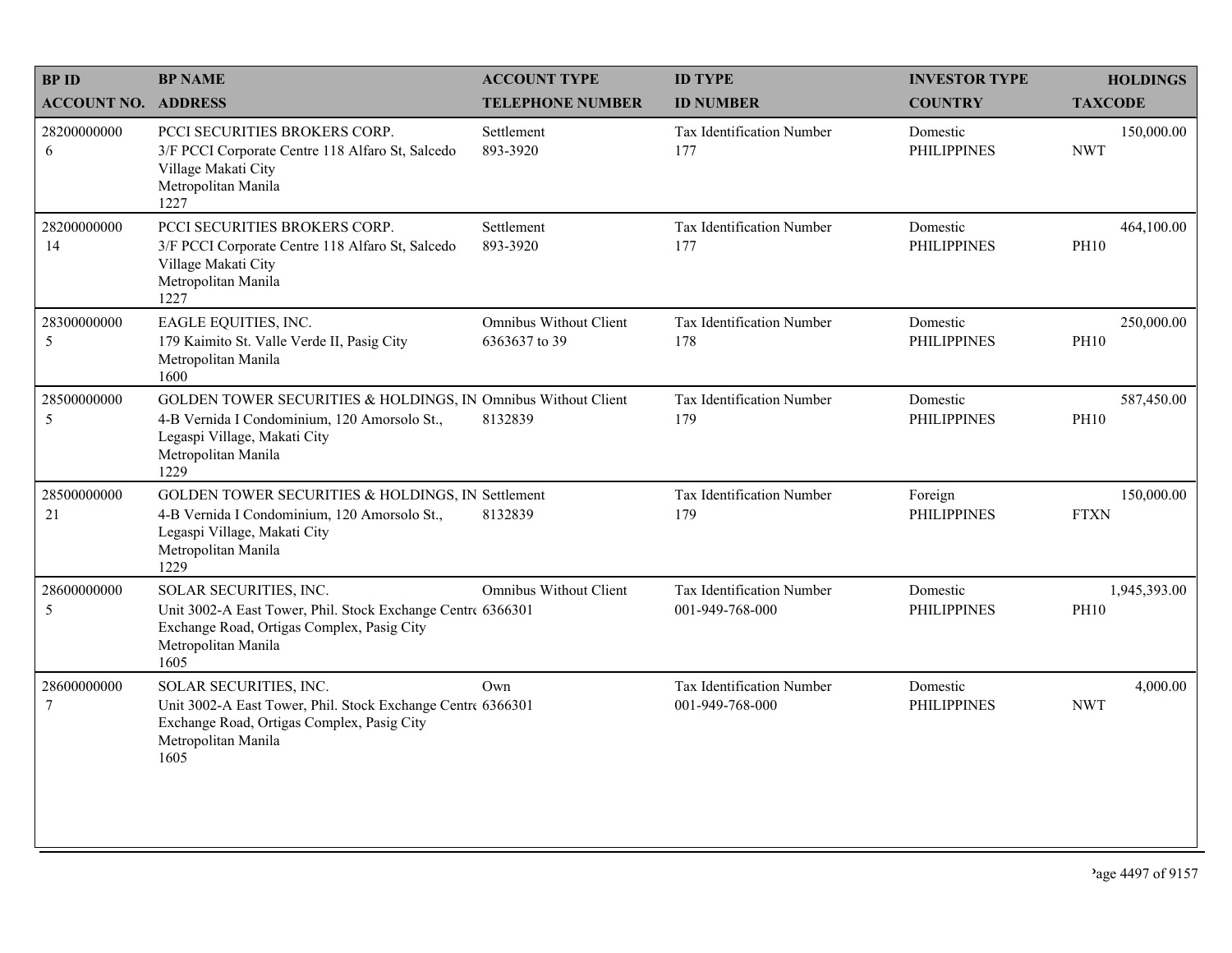| BP ID<br>ACCOUNT NO. | BP NAME<br>ADDRESS | ACCOUNT TYPE<br>TELEPHONE NUMBER | ID TYPE<br>ID NUMBER | INVESTOR TYPE<br>COUNTRY | HOLDINGS<br>TAXCODE |
|---|---|---|---|---|---|
| 28200000000<br>6 | PCCI SECURITIES BROKERS CORP.<br>3/F PCCI Corporate Centre 118 Alfaro St, Salcedo Village Makati City<br>Metropolitan Manila<br>1227 | Settlement<br>893-3920 | Tax Identification Number<br>177 | Domestic<br>PHILIPPINES | 150,000.00<br>NWT |
| 28200000000<br>14 | PCCI SECURITIES BROKERS CORP.<br>3/F PCCI Corporate Centre 118 Alfaro St, Salcedo Village Makati City<br>Metropolitan Manila<br>1227 | Settlement<br>893-3920 | Tax Identification Number<br>177 | Domestic<br>PHILIPPINES | 464,100.00<br>PH10 |
| 28300000000<br>5 | EAGLE EQUITIES, INC.<br>179 Kaimito St. Valle Verde II, Pasig City<br>Metropolitan Manila<br>1600 | Omnibus Without Client<br>6363637 to 39 | Tax Identification Number<br>178 | Domestic<br>PHILIPPINES | 250,000.00<br>PH10 |
| 28500000000<br>5 | GOLDEN TOWER SECURITIES & HOLDINGS, IN<br>4-B Vernida I Condominium, 120 Amorsolo St., Legaspi Village, Makati City<br>Metropolitan Manila<br>1229 | Omnibus Without Client<br>8132839 | Tax Identification Number<br>179 | Domestic<br>PHILIPPINES | 587,450.00<br>PH10 |
| 28500000000<br>21 | GOLDEN TOWER SECURITIES & HOLDINGS, IN<br>4-B Vernida I Condominium, 120 Amorsolo St., Legaspi Village, Makati City<br>Metropolitan Manila<br>1229 | Settlement<br>8132839 | Tax Identification Number<br>179 | Foreign<br>PHILIPPINES | 150,000.00<br>FTXN |
| 28600000000<br>5 | SOLAR SECURITIES, INC.<br>Unit 3002-A East Tower, Phil. Stock Exchange Centre Exchange Road, Ortigas Complex, Pasig City<br>Metropolitan Manila<br>1605 | Omnibus Without Client<br>6366301 | Tax Identification Number<br>001-949-768-000 | Domestic<br>PHILIPPINES | 1,945,393.00<br>PH10 |
| 28600000000<br>7 | SOLAR SECURITIES, INC.<br>Unit 3002-A East Tower, Phil. Stock Exchange Centre Exchange Road, Ortigas Complex, Pasig City<br>Metropolitan Manila<br>1605 | Own<br>6366301 | Tax Identification Number<br>001-949-768-000 | Domestic<br>PHILIPPINES | 4,000.00<br>NWT |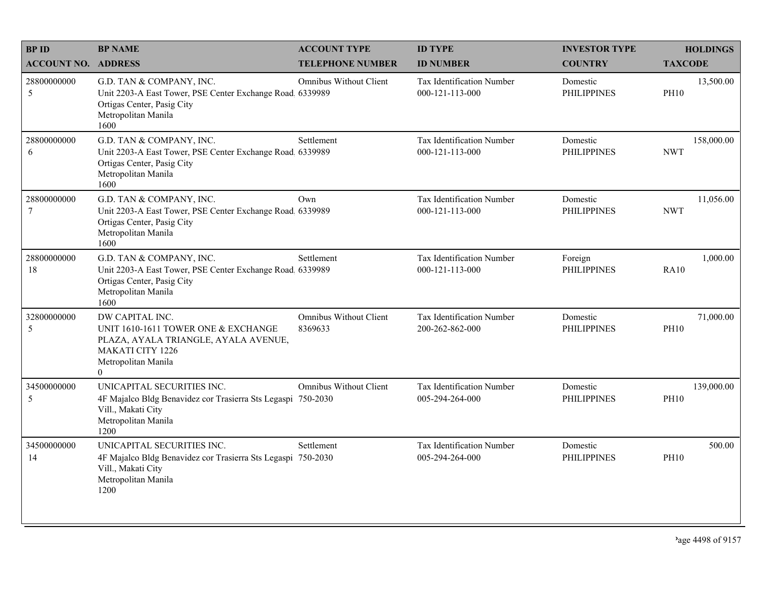| BP ID<br>ACCOUNT NO. | BP NAME<br>ADDRESS | ACCOUNT TYPE<br>TELEPHONE NUMBER | ID TYPE<br>ID NUMBER | INVESTOR TYPE<br>COUNTRY | HOLDINGS<br>TAXCODE |
|---|---|---|---|---|---|
| 28800000000<br>5 | G.D. TAN & COMPANY, INC.<br>Unit 2203-A East Tower, PSE Center Exchange Road, Ortigas Center, Pasig City<br>Metropolitan Manila<br>1600 | Omnibus Without Client<br>6339989 | Tax Identification Number<br>000-121-113-000 | Domestic<br>PHILIPPINES | 13,500.00<br>PH10 |
| 28800000000<br>6 | G.D. TAN & COMPANY, INC.<br>Unit 2203-A East Tower, PSE Center Exchange Road, Ortigas Center, Pasig City<br>Metropolitan Manila<br>1600 | Settlement<br>6339989 | Tax Identification Number<br>000-121-113-000 | Domestic<br>PHILIPPINES | 158,000.00<br>NWT |
| 28800000000<br>7 | G.D. TAN & COMPANY, INC.<br>Unit 2203-A East Tower, PSE Center Exchange Road, Ortigas Center, Pasig City<br>Metropolitan Manila<br>1600 | Own<br>6339989 | Tax Identification Number<br>000-121-113-000 | Domestic<br>PHILIPPINES | 11,056.00<br>NWT |
| 28800000000<br>18 | G.D. TAN & COMPANY, INC.<br>Unit 2203-A East Tower, PSE Center Exchange Road, Ortigas Center, Pasig City<br>Metropolitan Manila<br>1600 | Settlement<br>6339989 | Tax Identification Number<br>000-121-113-000 | Foreign<br>PHILIPPINES | 1,000.00<br>RA10 |
| 32800000000<br>5 | DW CAPITAL INC.<br>UNIT 1610-1611 TOWER ONE & EXCHANGE PLAZA, AYALA TRIANGLE, AYALA AVENUE, MAKATI CITY 1226<br>Metropolitan Manila<br>0 | Omnibus Without Client<br>8369633 | Tax Identification Number<br>200-262-862-000 | Domestic<br>PHILIPPINES | 71,000.00<br>PH10 |
| 34500000000<br>5 | UNICAPITAL SECURITIES INC.<br>4F Majalco Bldg Benavidez cor Trasierra Sts Legaspi Vill., Makati City<br>Metropolitan Manila<br>1200 | Omnibus Without Client<br>750-2030 | Tax Identification Number<br>005-294-264-000 | Domestic<br>PHILIPPINES | 139,000.00<br>PH10 |
| 34500000000<br>14 | UNICAPITAL SECURITIES INC.<br>4F Majalco Bldg Benavidez cor Trasierra Sts Legaspi Vill., Makati City<br>Metropolitan Manila<br>1200 | Settlement<br>750-2030 | Tax Identification Number<br>005-294-264-000 | Domestic<br>PHILIPPINES | 500.00<br>PH10 |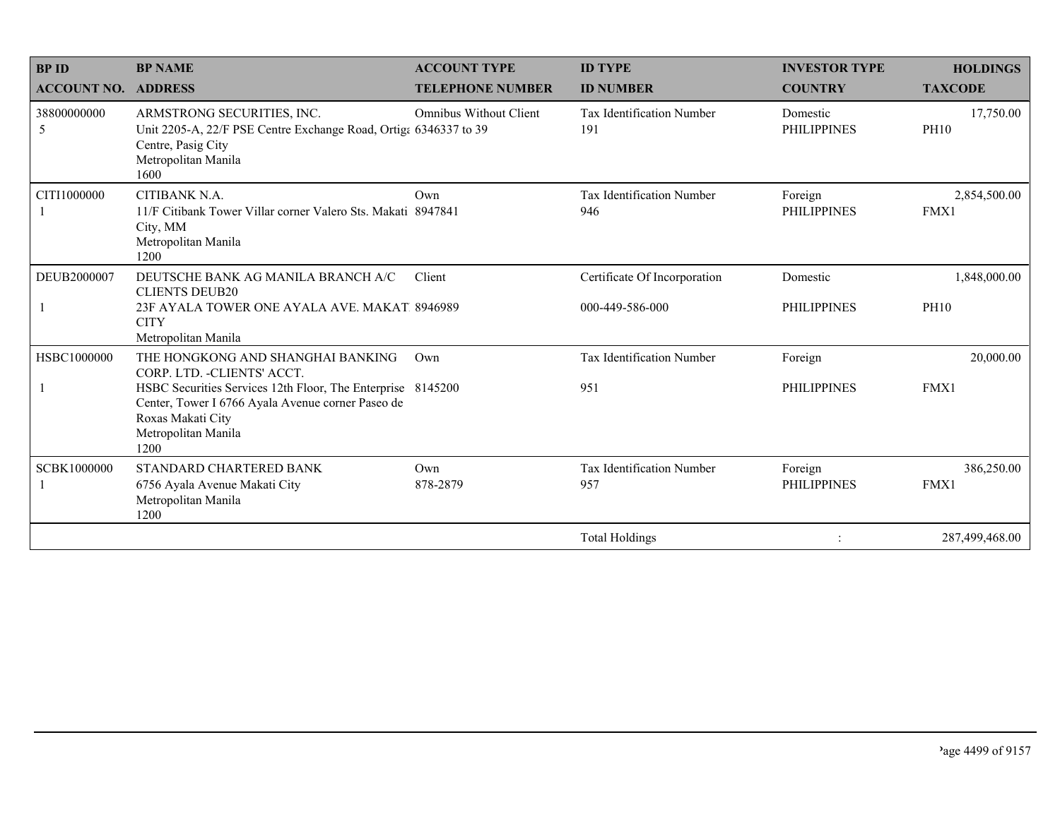| BP ID<br>ACCOUNT NO. | BP NAME<br>ADDRESS | ACCOUNT TYPE<br>TELEPHONE NUMBER | ID TYPE<br>ID NUMBER | INVESTOR TYPE<br>COUNTRY | HOLDINGS<br>TAXCODE |
|---|---|---|---|---|---|
| 38800000000<br>5 | ARMSTRONG SECURITIES, INC.<br>Unit 2205-A, 22/F PSE Centre Exchange Road, Ortiga Centre, Pasig City<br>Metropolitan Manila<br>1600 | Omnibus Without Client<br>6346337 to 39 | Tax Identification Number<br>191 | Domestic<br>PHILIPPINES | 17,750.00<br>PH10 |
| CITI1000000<br>1 | CITIBANK N.A.<br>11/F Citibank Tower Villar corner Valero Sts. Makati City, MM<br>Metropolitan Manila<br>1200 | Own<br>8947841 | Tax Identification Number<br>946 | Foreign<br>PHILIPPINES | 2,854,500.00<br>FMX1 |
| DEUB2000007<br>1 | DEUTSCHE BANK AG MANILA BRANCH A/C CLIENTS DEUB20<br>23F AYALA TOWER ONE AYALA AVE. MAKATI CITY<br>Metropolitan Manila | Client<br>8946989 | Certificate Of Incorporation<br>000-449-586-000 | Domestic<br>PHILIPPINES | 1,848,000.00<br>PH10 |
| HSBC1000000<br>1 | THE HONGKONG AND SHANGHAI BANKING CORP. LTD. -CLIENTS' ACCT.<br>HSBC Securities Services 12th Floor, The Enterprise Center, Tower I 6766 Ayala Avenue corner Paseo de Roxas Makati City<br>Metropolitan Manila<br>1200 | Own<br>8145200 | Tax Identification Number<br>951 | Foreign<br>PHILIPPINES | 20,000.00<br>FMX1 |
| SCBK1000000<br>1 | STANDARD CHARTERED BANK<br>6756 Ayala Avenue Makati City<br>Metropolitan Manila<br>1200 | Own<br>878-2879 | Tax Identification Number<br>957 | Foreign<br>PHILIPPINES | 386,250.00<br>FMX1 |
| | | | Total Holdings | : | 287,499,468.00 |